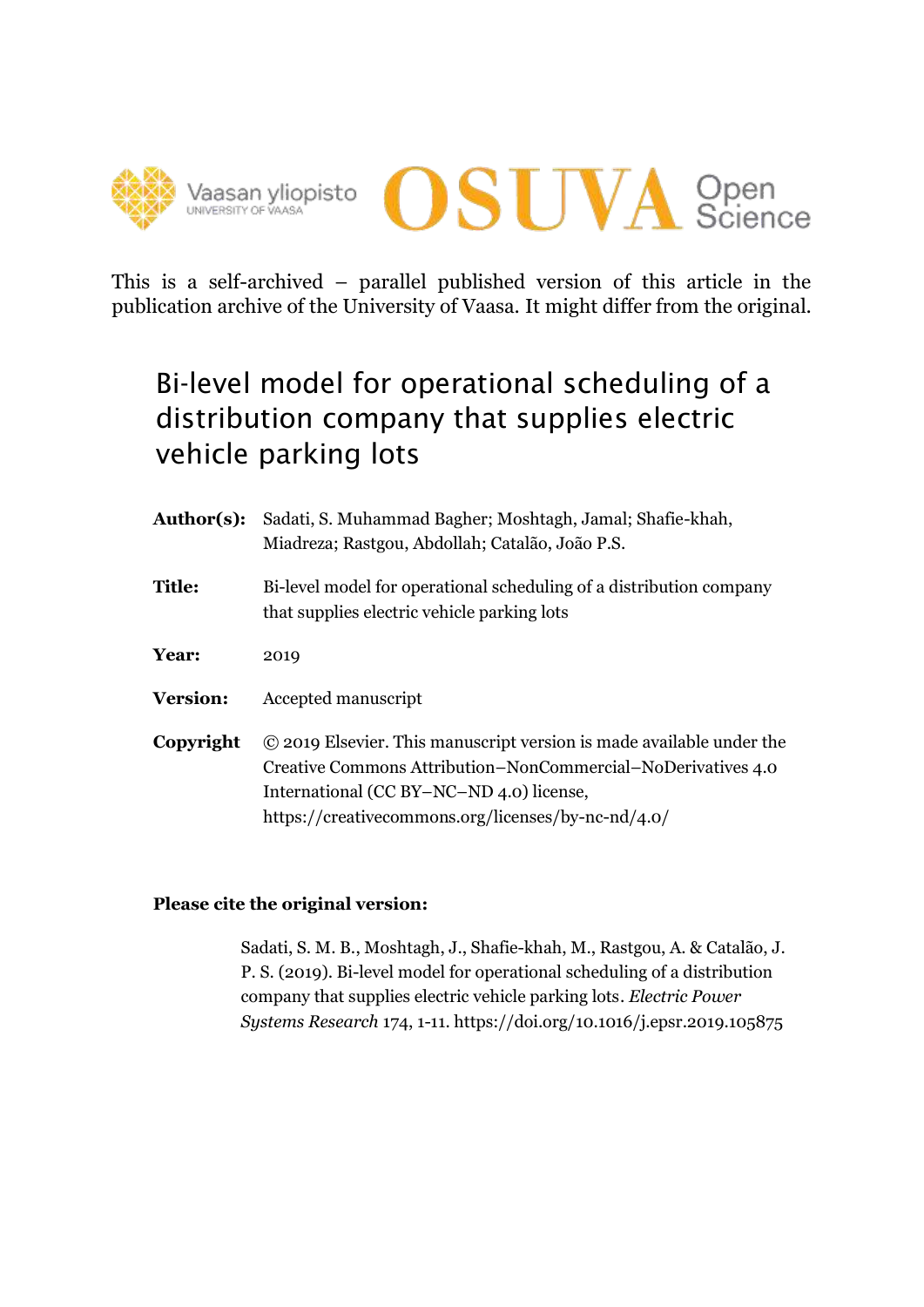Vaasan yliopisto
UNIVERSITY OF VAASA

OSUVA Open Science

This is a self-archived – parallel published version of this article in the publication archive of the University of Vaasa. It might differ from the original.

# Bi-level model for operational scheduling of a distribution company that supplies electric vehicle parking lots

**Author(s):** Sadati, S. Muhammad Bagher; Moshtagh, Jamal; Shafie-khah, Miadreza; Rastgou, Abdollah; Catalão, João P.S.

**Title:** Bi-level model for operational scheduling of a distribution company that supplies electric vehicle parking lots

**Year:** 2019

**Version:** Accepted manuscript

**Copyright** © 2019 Elsevier. This manuscript version is made available under the Creative Commons Attribution–NonCommercial–NoDerivatives 4.0 International (CC BY–NC–ND 4.0) license, https://creativecommons.org/licenses/by-nc-nd/4.0/

**Please cite the original version:**

Sadati, S. M. B., Moshtagh, J., Shafie-khah, M., Rastgou, A. & Catalão, J. P. S. (2019). Bi-level model for operational scheduling of a distribution company that supplies electric vehicle parking lots. *Electric Power Systems Research* 174, 1-11. https://doi.org/10.1016/j.epsr.2019.105875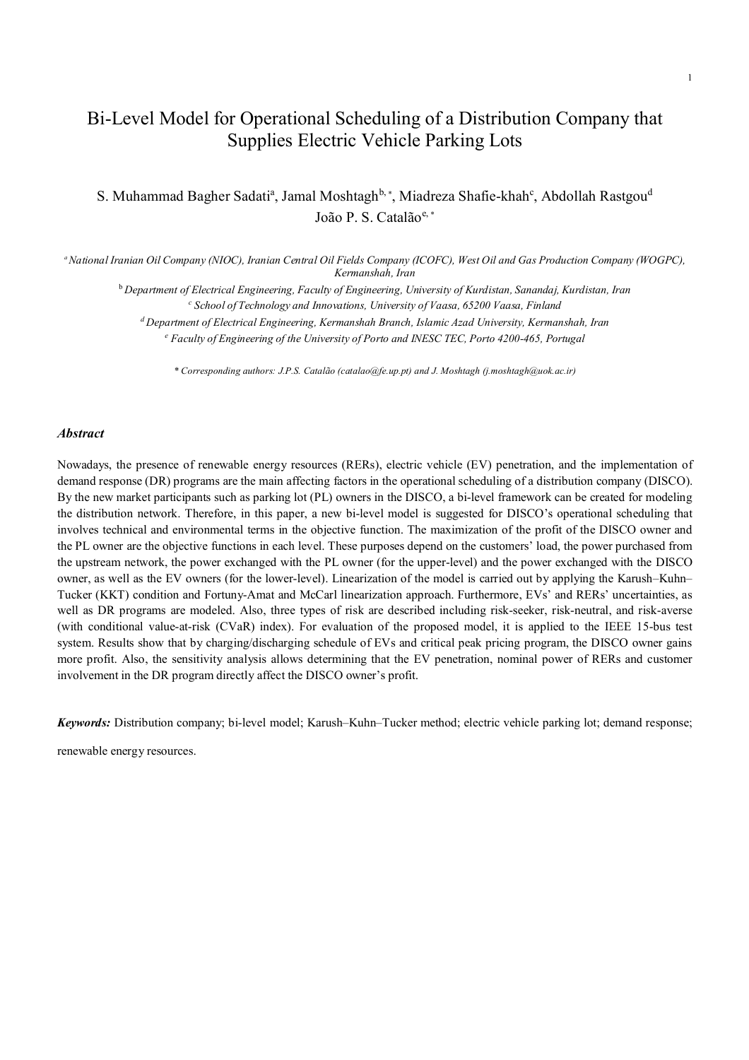# Bi-Level Model for Operational Scheduling of a Distribution Company that Supplies Electric Vehicle Parking Lots

S. Muhammad Bagher Sadati[a], Jamal Moshtagh[b, *], Miadreza Shafie-khah[c], Abdollah Rastgou[d]
João P. S. Catalão[e, *]

[a] *National Iranian Oil Company (NIOC), Iranian Central Oil Fields Company (ICOFC), West Oil and Gas Production Company (WOGPC), Kermanshah, Iran*

[b] *Department of Electrical Engineering, Faculty of Engineering, University of Kurdistan, Sanandaj, Kurdistan, Iran*

[c] *School of Technology and Innovations, University of Vaasa, 65200 Vaasa, Finland*

[d] *Department of Electrical Engineering, Kermanshah Branch, Islamic Azad University, Kermanshah, Iran*

[e] *Faculty of Engineering of the University of Porto and INESC TEC, Porto 4200-465, Portugal*

*\* Corresponding authors: J.P.S. Catalão (catalao@fe.up.pt) and J. Moshtagh (j.moshtagh@uok.ac.ir)*

### *Abstract*

Nowadays, the presence of renewable energy resources (RERs), electric vehicle (EV) penetration, and the implementation of demand response (DR) programs are the main affecting factors in the operational scheduling of a distribution company (DISCO). By the new market participants such as parking lot (PL) owners in the DISCO, a bi-level framework can be created for modeling the distribution network. Therefore, in this paper, a new bi-level model is suggested for DISCO's operational scheduling that involves technical and environmental terms in the objective function. The maximization of the profit of the DISCO owner and the PL owner are the objective functions in each level. These purposes depend on the customers' load, the power purchased from the upstream network, the power exchanged with the PL owner (for the upper-level) and the power exchanged with the DISCO owner, as well as the EV owners (for the lower-level). Linearization of the model is carried out by applying the Karush–Kuhn–Tucker (KKT) condition and Fortuny-Amat and McCarl linearization approach. Furthermore, EVs' and RERs' uncertainties, as well as DR programs are modeled. Also, three types of risk are described including risk-seeker, risk-neutral, and risk-averse (with conditional value-at-risk (CVaR) index). For evaluation of the proposed model, it is applied to the IEEE 15-bus test system. Results show that by charging/discharging schedule of EVs and critical peak pricing program, the DISCO owner gains more profit. Also, the sensitivity analysis allows determining that the EV penetration, nominal power of RERs and customer involvement in the DR program directly affect the DISCO owner's profit.

***Keywords:*** Distribution company; bi-level model; Karush–Kuhn–Tucker method; electric vehicle parking lot; demand response; renewable energy resources.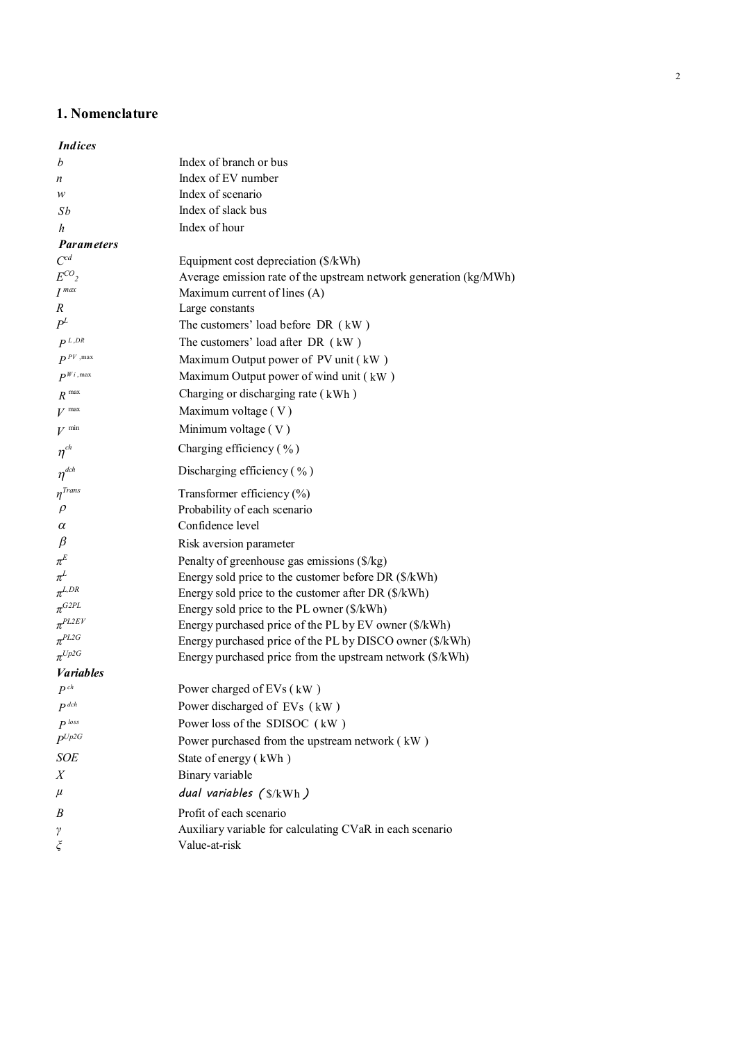## 1. Nomenclature

***Indices***

| | |
|---|---|
| $b$ | Index of branch or bus |
| $n$ | Index of EV number |
| $w$ | Index of scenario |
| $Sb$ | Index of slack bus |
| $h$ | Index of hour |

***Parameters***

| | |
|---|---|
| $C^{cd}$ | Equipment cost depreciation ($/kWh) |
| $E^{CO}{}_{2}$ | Average emission rate of the upstream network generation (kg/MWh) |
| $I^{max}$ | Maximum current of lines (A) |
| $R$ | Large constants |
| $P^{L}$ | The customers' load before DR ( kW ) |
| $P^{L,DR}$ | The customers' load after DR ( kW ) |
| $P^{PV,\max}$ | Maximum Output power of PV unit ( kW ) |
| $P^{Wi,\max}$ | Maximum Output power of wind unit ( kW ) |
| $R^{\max}$ | Charging or discharging rate ( kWh ) |
| $V^{\max}$ | Maximum voltage ( V ) |
| $V^{\min}$ | Minimum voltage ( V ) |
| $\eta^{ch}$ | Charging efficiency ( % ) |
| $\eta^{dch}$ | Discharging efficiency ( % ) |
| $\eta^{Trans}$ | Transformer efficiency (%) |
| $\rho$ | Probability of each scenario |
| $\alpha$ | Confidence level |
| $\beta$ | Risk aversion parameter |
| $\pi^{E}$ | Penalty of greenhouse gas emissions ($/kg) |
| $\pi^{L}$ | Energy sold price to the customer before DR ($/kWh) |
| $\pi^{L,DR}$ | Energy sold price to the customer after DR ($/kWh) |
| $\pi^{G2PL}$ | Energy sold price to the PL owner ($/kWh) |
| $\pi^{PL2EV}$ | Energy purchased price of the PL by EV owner ($/kWh) |
| $\pi^{PL2G}$ | Energy purchased price of the PL by DISCO owner ($/kWh) |
| $\pi^{Up2G}$ | Energy purchased price from the upstream network ($/kWh) |

***Variables***

| | |
|---|---|
| $P^{ch}$ | Power charged of EVs ( kW ) |
| $P^{dch}$ | Power discharged of EVs ( kW ) |
| $P^{loss}$ | Power loss of the SDISOC ( kW ) |
| $P^{Up2G}$ | Power purchased from the upstream network ( kW ) |
| $SOE$ | State of energy ( kWh ) |
| $X$ | Binary variable |
| $\mu$ | *dual variables ( $/kWh )* |
| $B$ | Profit of each scenario |
| $\gamma$ | Auxiliary variable for calculating CVaR in each scenario |
| $\xi$ | Value-at-risk |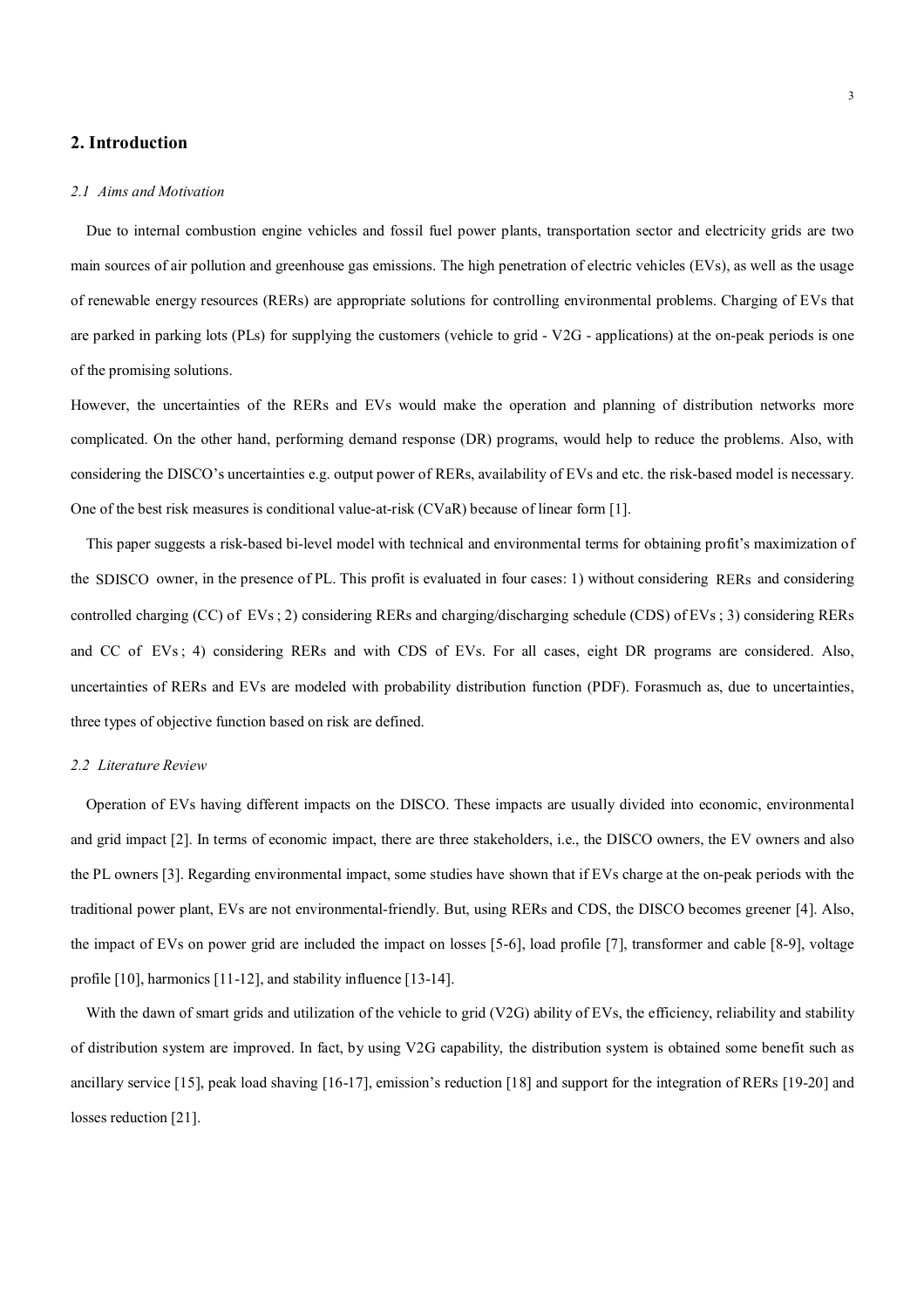## 2. Introduction

### *2.1 Aims and Motivation*

Due to internal combustion engine vehicles and fossil fuel power plants, transportation sector and electricity grids are two main sources of air pollution and greenhouse gas emissions. The high penetration of electric vehicles (EVs), as well as the usage of renewable energy resources (RERs) are appropriate solutions for controlling environmental problems. Charging of EVs that are parked in parking lots (PLs) for supplying the customers (vehicle to grid - V2G - applications) at the on-peak periods is one of the promising solutions.

However, the uncertainties of the RERs and EVs would make the operation and planning of distribution networks more complicated. On the other hand, performing demand response (DR) programs, would help to reduce the problems. Also, with considering the DISCO's uncertainties e.g. output power of RERs, availability of EVs and etc. the risk-based model is necessary. One of the best risk measures is conditional value-at-risk (CVaR) because of linear form [1].

This paper suggests a risk-based bi-level model with technical and environmental terms for obtaining profit's maximization of the SDISCO owner, in the presence of PL. This profit is evaluated in four cases: 1) without considering RERs and considering controlled charging (CC) of EVs ; 2) considering RERs and charging/discharging schedule (CDS) of EVs ; 3) considering RERs and CC of EVs ; 4) considering RERs and with CDS of EVs. For all cases, eight DR programs are considered. Also, uncertainties of RERs and EVs are modeled with probability distribution function (PDF). Forasmuch as, due to uncertainties, three types of objective function based on risk are defined.

### *2.2 Literature Review*

Operation of EVs having different impacts on the DISCO. These impacts are usually divided into economic, environmental and grid impact [2]. In terms of economic impact, there are three stakeholders, i.e., the DISCO owners, the EV owners and also the PL owners [3]. Regarding environmental impact, some studies have shown that if EVs charge at the on-peak periods with the traditional power plant, EVs are not environmental-friendly. But, using RERs and CDS, the DISCO becomes greener [4]. Also, the impact of EVs on power grid are included the impact on losses [5-6], load profile [7], transformer and cable [8-9], voltage profile [10], harmonics [11-12], and stability influence [13-14].

With the dawn of smart grids and utilization of the vehicle to grid (V2G) ability of EVs, the efficiency, reliability and stability of distribution system are improved. In fact, by using V2G capability, the distribution system is obtained some benefit such as ancillary service [15], peak load shaving [16-17], emission's reduction [18] and support for the integration of RERs [19-20] and losses reduction [21].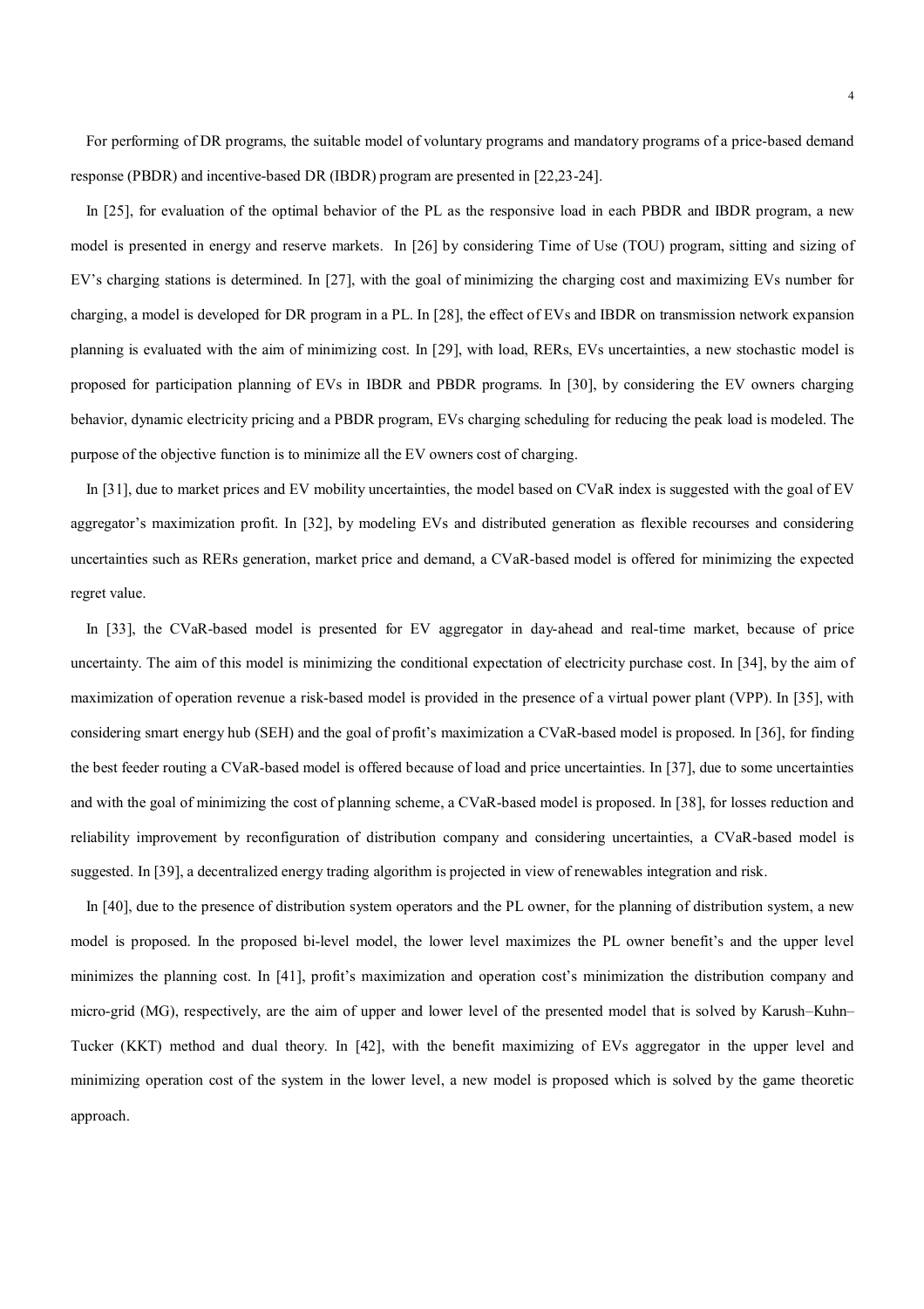For performing of DR programs, the suitable model of voluntary programs and mandatory programs of a price-based demand response (PBDR) and incentive-based DR (IBDR) program are presented in [22,23-24].

In [25], for evaluation of the optimal behavior of the PL as the responsive load in each PBDR and IBDR program, a new model is presented in energy and reserve markets. In [26] by considering Time of Use (TOU) program, sitting and sizing of EV's charging stations is determined. In [27], with the goal of minimizing the charging cost and maximizing EVs number for charging, a model is developed for DR program in a PL. In [28], the effect of EVs and IBDR on transmission network expansion planning is evaluated with the aim of minimizing cost. In [29], with load, RERs, EVs uncertainties, a new stochastic model is proposed for participation planning of EVs in IBDR and PBDR programs. In [30], by considering the EV owners charging behavior, dynamic electricity pricing and a PBDR program, EVs charging scheduling for reducing the peak load is modeled. The purpose of the objective function is to minimize all the EV owners cost of charging.

In [31], due to market prices and EV mobility uncertainties, the model based on CVaR index is suggested with the goal of EV aggregator's maximization profit. In [32], by modeling EVs and distributed generation as flexible recourses and considering uncertainties such as RERs generation, market price and demand, a CVaR-based model is offered for minimizing the expected regret value.

In [33], the CVaR-based model is presented for EV aggregator in day-ahead and real-time market, because of price uncertainty. The aim of this model is minimizing the conditional expectation of electricity purchase cost. In [34], by the aim of maximization of operation revenue a risk-based model is provided in the presence of a virtual power plant (VPP). In [35], with considering smart energy hub (SEH) and the goal of profit's maximization a CVaR-based model is proposed. In [36], for finding the best feeder routing a CVaR-based model is offered because of load and price uncertainties. In [37], due to some uncertainties and with the goal of minimizing the cost of planning scheme, a CVaR-based model is proposed. In [38], for losses reduction and reliability improvement by reconfiguration of distribution company and considering uncertainties, a CVaR-based model is suggested. In [39], a decentralized energy trading algorithm is projected in view of renewables integration and risk.

In [40], due to the presence of distribution system operators and the PL owner, for the planning of distribution system, a new model is proposed. In the proposed bi-level model, the lower level maximizes the PL owner benefit's and the upper level minimizes the planning cost. In [41], profit's maximization and operation cost's minimization the distribution company and micro-grid (MG), respectively, are the aim of upper and lower level of the presented model that is solved by Karush–Kuhn–Tucker (KKT) method and dual theory. In [42], with the benefit maximizing of EVs aggregator in the upper level and minimizing operation cost of the system in the lower level, a new model is proposed which is solved by the game theoretic approach.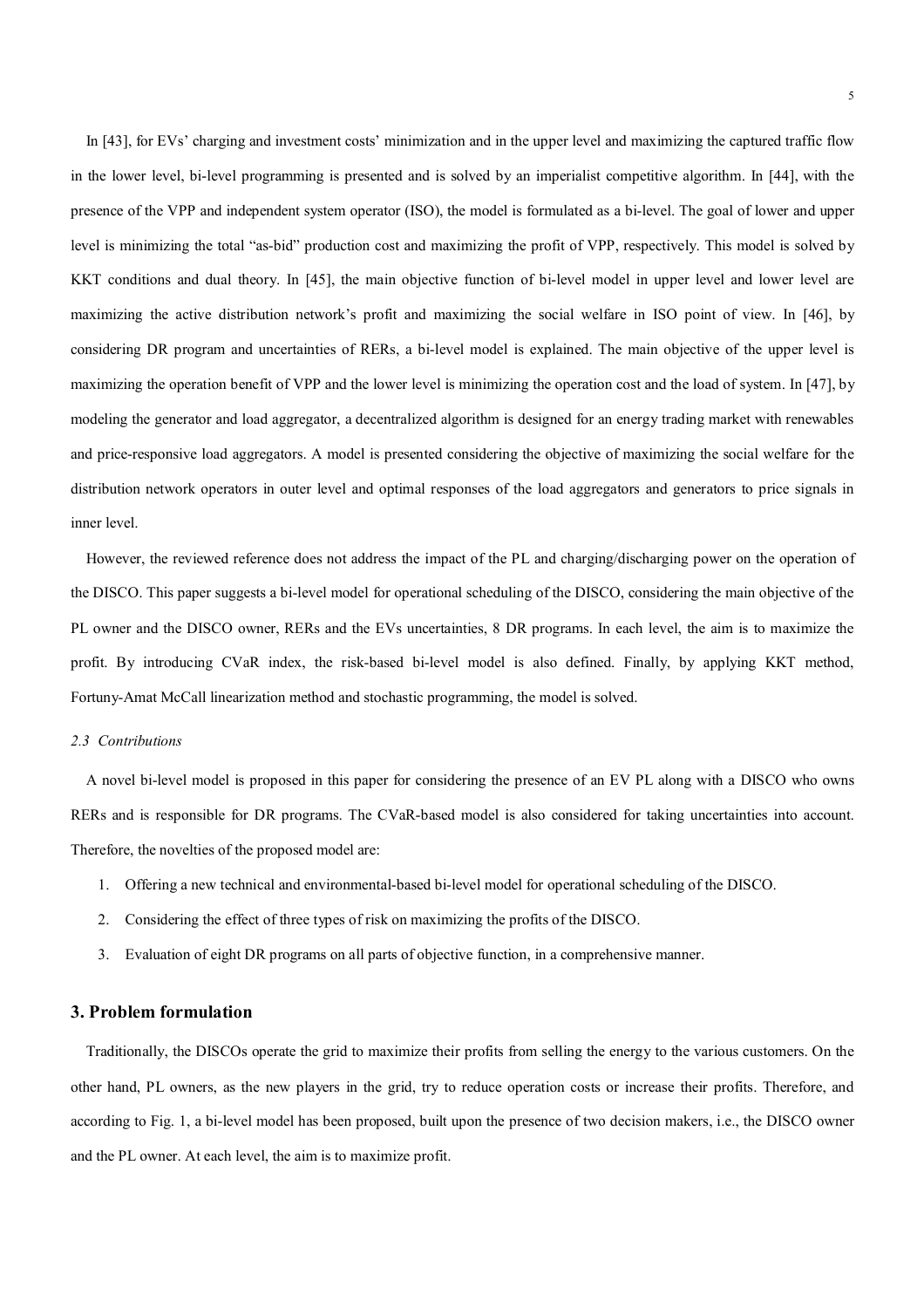In [43], for EVs' charging and investment costs' minimization and in the upper level and maximizing the captured traffic flow in the lower level, bi-level programming is presented and is solved by an imperialist competitive algorithm. In [44], with the presence of the VPP and independent system operator (ISO), the model is formulated as a bi-level. The goal of lower and upper level is minimizing the total "as-bid" production cost and maximizing the profit of VPP, respectively. This model is solved by KKT conditions and dual theory. In [45], the main objective function of bi-level model in upper level and lower level are maximizing the active distribution network's profit and maximizing the social welfare in ISO point of view. In [46], by considering DR program and uncertainties of RERs, a bi-level model is explained. The main objective of the upper level is maximizing the operation benefit of VPP and the lower level is minimizing the operation cost and the load of system. In [47], by modeling the generator and load aggregator, a decentralized algorithm is designed for an energy trading market with renewables and price-responsive load aggregators. A model is presented considering the objective of maximizing the social welfare for the distribution network operators in outer level and optimal responses of the load aggregators and generators to price signals in inner level.

However, the reviewed reference does not address the impact of the PL and charging/discharging power on the operation of the DISCO. This paper suggests a bi-level model for operational scheduling of the DISCO, considering the main objective of the PL owner and the DISCO owner, RERs and the EVs uncertainties, 8 DR programs. In each level, the aim is to maximize the profit. By introducing CVaR index, the risk-based bi-level model is also defined. Finally, by applying KKT method, Fortuny-Amat McCall linearization method and stochastic programming, the model is solved.

### *2.3 Contributions*

A novel bi-level model is proposed in this paper for considering the presence of an EV PL along with a DISCO who owns RERs and is responsible for DR programs. The CVaR-based model is also considered for taking uncertainties into account. Therefore, the novelties of the proposed model are:

1. Offering a new technical and environmental-based bi-level model for operational scheduling of the DISCO.
2. Considering the effect of three types of risk on maximizing the profits of the DISCO.
3. Evaluation of eight DR programs on all parts of objective function, in a comprehensive manner.

## 3. Problem formulation

Traditionally, the DISCOs operate the grid to maximize their profits from selling the energy to the various customers. On the other hand, PL owners, as the new players in the grid, try to reduce operation costs or increase their profits. Therefore, and according to Fig. 1, a bi-level model has been proposed, built upon the presence of two decision makers, i.e., the DISCO owner and the PL owner. At each level, the aim is to maximize profit.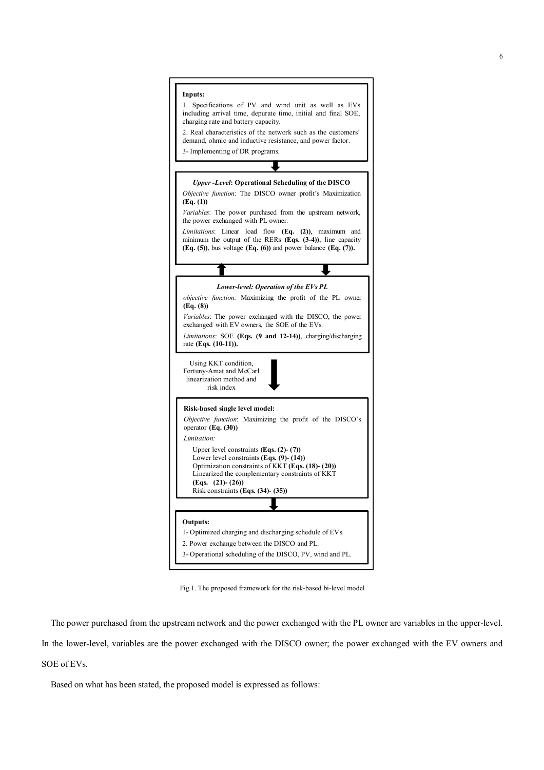**Inputs:**

1. Specifications of PV and wind unit as well as EVs including arrival time, depurate time, initial and final SOE, charging rate and battery capacity.

2. Real characteristics of the network such as the customers' demand, ohmic and inductive resistance, and power factor.

3- Implementing of DR programs.

***Upper -Level*: Operational Scheduling of the DISCO**

*Objective function*: The DISCO owner profit's Maximization **(Eq. (1))**

*Variables*: The power purchased from the upstream network, the power exchanged with PL owner.

*Limitations*: Linear load flow **(Eq. (2))**, maximum and minimum the output of the RERs **(Eqs. (3-4))**, line capacity **(Eq. (5))**, bus voltage **(Eq. (6))** and power balance **(Eq. (7)).**

***Lower-level: Operation of the EVs PL***

*objective function:* Maximizing the profit of the PL owner **(Eq. (8))**

*Variables*: The power exchanged with the DISCO, the power exchanged with EV owners, the SOE of the EVs.

*Limitations:* SOE **(Eqs. (9 and 12-14))**, charging/discharging rate **(Eqs. (10-11)).**

Using KKT condition, Fortuny-Amat and McCarl linearization method and risk index

**Risk-based single level model:**

*Objective function*: Maximizing the profit of the DISCO's operator **(Eq. (30))**

*Limitation:*

Upper level constraints **(Eqs. (2)- (7))**
Lower level constraints **(Eqs. (9)- (14))**
Optimization constraints of KKT **(Eqs. (18)- (20))**
Linearized the complementary constraints of KKT **(Eqs. (21)- (26))**
Risk constraints **(Eqs. (34)- (35))**

**Outputs:**

1- Optimized charging and discharging schedule of EVs.

2. Power exchange between the DISCO and PL.

3- Operational scheduling of the DISCO, PV, wind and PL.

Fig.1. The proposed framework for the risk-based bi-level model

The power purchased from the upstream network and the power exchanged with the PL owner are variables in the upper-level. In the lower-level, variables are the power exchanged with the DISCO owner; the power exchanged with the EV owners and SOE of EVs.

Based on what has been stated, the proposed model is expressed as follows: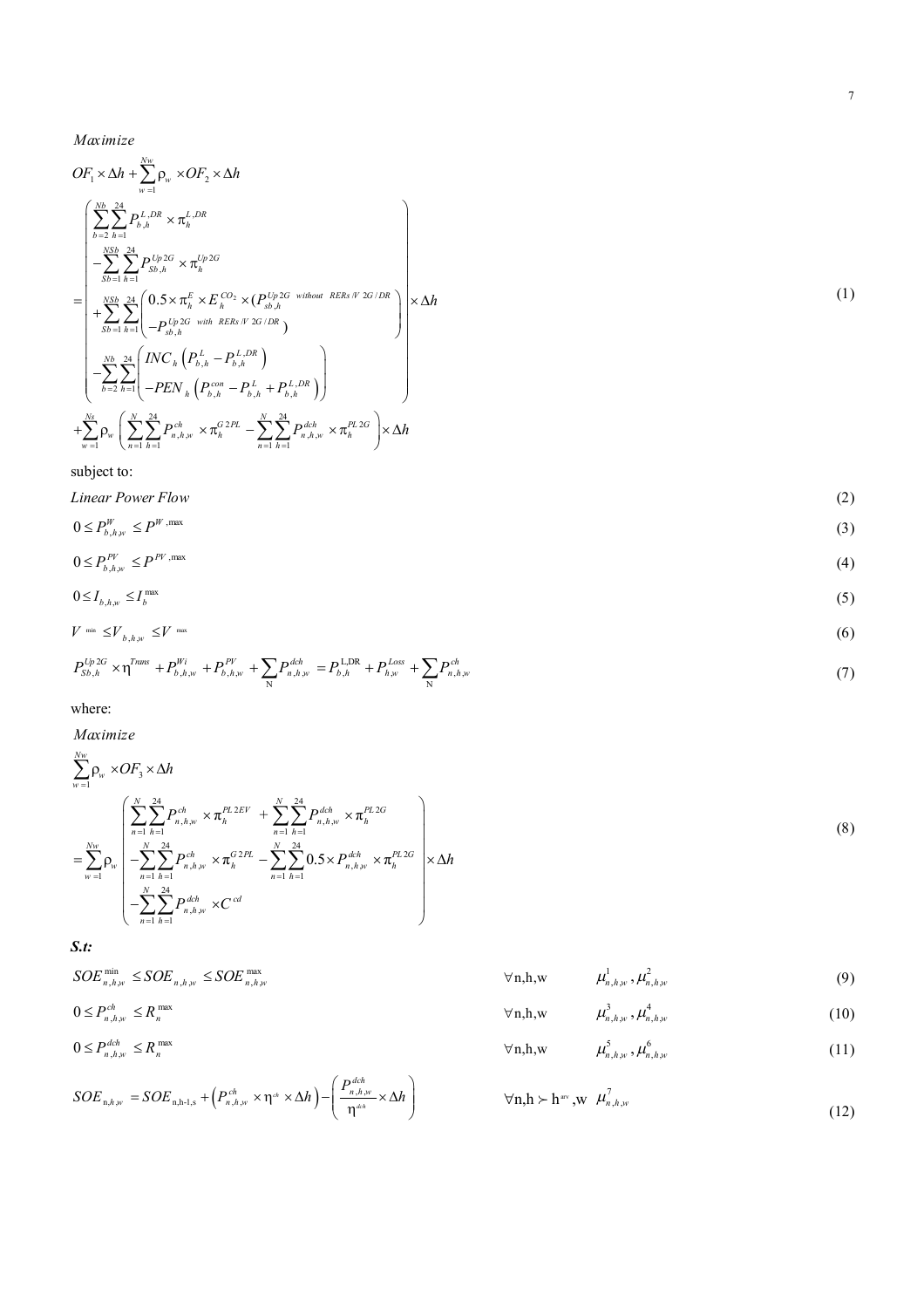*Maximize*

$$
OF_1 \times \Delta h + \sum_{w=1}^{Nw} \rho_w \times OF_2 \times \Delta h
$$

$$
= \begin{pmatrix} \sum_{b=2}^{Nb} \sum_{h=1}^{24} P_{b,h}^{L,DR} \times \pi_h^{L,DR} \\ -\sum_{Sb=1}^{NSb} \sum_{h=1}^{24} P_{Sb,h}^{Up\,2G} \times \pi_h^{Up\,2G} \\ +\sum_{Sb=1}^{NSb} \sum_{h=1}^{24} \begin{pmatrix} 0.5 \times \pi_h^{E} \times E_h^{CO_2} \times (P_{sb,h}^{Up\,2G \;\; without \;\; RERs/V2G/DR} \\ -P_{sb,h}^{Up\,2G \;\; with \;\; RERs/V2G/DR}) \end{pmatrix} \\ -\sum_{b=2}^{Nb} \sum_{h=1}^{24} \begin{pmatrix} INC_h \left( P_{b,h}^{L} - P_{b,h}^{L,DR} \right) \\ -PEN_h \left( P_{b,h}^{con} - P_{b,h}^{L} + P_{b,h}^{L,DR} \right) \end{pmatrix} \end{pmatrix} \times \Delta h \tag{1}
$$

$$
+ \sum_{w=1}^{Ns} \rho_w \left( \sum_{n=1}^{N} \sum_{h=1}^{24} P_{n,h,w}^{ch} \times \pi_h^{G2PL} - \sum_{n=1}^{N} \sum_{h=1}^{24} P_{n,h,w}^{dch} \times \pi_h^{PL2G} \right) \times \Delta h
$$

subject to:

*Linear Power Flow* (2)

$$
0 \le P_{b,h,w}^{W} \le P^{W,\max} \tag{3}
$$

$$
0 \le P_{b,h,w}^{PV} \le P^{PV,\max} \tag{4}
$$

$$
0 \le I_{b,h,w} \le I_b^{\max} \tag{5}
$$

$$
V^{\min} \le V_{b,h,w} \le V^{\max} \tag{6}
$$

$$
P_{Sb,h}^{Up\,2G} \times \eta^{Trans} + P_{b,h,w}^{Wi} + P_{b,h,w}^{PV} + \sum_{N} P_{n,h,w}^{dch} = P_{b,h}^{L,DR} + P_{h,w}^{Loss} + \sum_{N} P_{n,h,w}^{ch} \tag{7}
$$

where:

*Maximize*

$$
\sum_{w=1}^{Nw} \rho_w \times OF_3 \times \Delta h
$$

$$
= \sum_{w=1}^{Nw} \rho_w \begin{pmatrix} \sum_{n=1}^{N} \sum_{h=1}^{24} P_{n,h,w}^{ch} \times \pi_h^{PL2EV} + \sum_{n=1}^{N} \sum_{h=1}^{24} P_{n,h,w}^{dch} \times \pi_h^{PL2G} \\ -\sum_{n=1}^{N} \sum_{h=1}^{24} P_{n,h,w}^{ch} \times \pi_h^{G2PL} - \sum_{n=1}^{N} \sum_{h=1}^{24} 0.5 \times P_{n,h,w}^{dch} \times \pi_h^{PL2G} \\ -\sum_{n=1}^{N} \sum_{h=1}^{24} P_{n,h,w}^{dch} \times C^{cd} \end{pmatrix} \times \Delta h \tag{8}
$$

***S.t:***

$$
SOE_{n,h,w}^{\min} \le SOE_{n,h,w} \le SOE_{n,h,w}^{\max} \qquad \forall n,h,w \qquad \mu_{n,h,w}^{1}, \mu_{n,h,w}^{2} \tag{9}
$$

$$
0 \le P_{n,h,w}^{ch} \le R_n^{\max} \qquad \forall n,h,w \qquad \mu_{n,h,w}^{3}, \mu_{n,h,w}^{4} \tag{10}
$$

$$
0 \le P_{n,h,w}^{dch} \le R_n^{\max} \qquad \forall n,h,w \qquad \mu_{n,h,w}^{5}, \mu_{n,h,w}^{6} \tag{11}
$$

$$
SOE_{n,h,w} = SOE_{n,h-1,s} + \left( P_{n,h,w}^{ch} \times \eta^{ch} \times \Delta h \right) - \left( \frac{P_{n,h,w}^{dch}}{\eta^{dch}} \times \Delta h \right) \qquad \forall n, h \succ h^{arv}, w \quad \mu_{n,h,w}^{7} \tag{12}
$$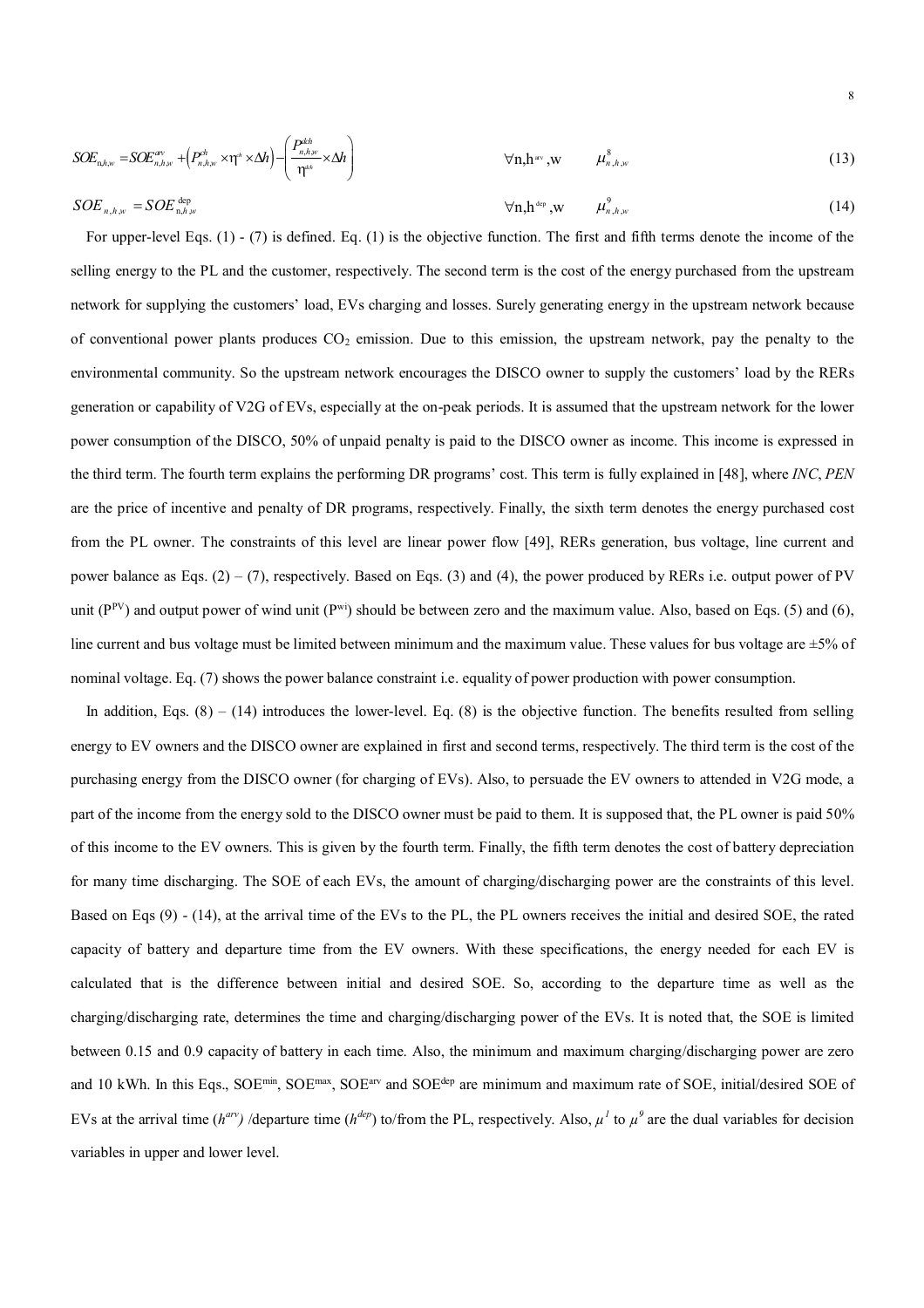$$SOE_{n,h,w} = SOE_{n,h,w}^{arv} + \left(P_{n,h,w}^{ch} \times \eta^{ch} \times \Delta h\right) - \left(\frac{P_{n,h,w}^{dch}}{\eta^{dch}} \times \Delta h\right) \qquad \forall n, h^{arv}, w \qquad \mu_{n,h,w}^{8} \tag{13}$$

$$SOE_{n,h,w} = SOE_{n,h,w}^{dep} \qquad \forall n, h^{dep}, w \qquad \mu_{n,h,w}^{9} \tag{14}$$

For upper-level Eqs. (1) - (7) is defined. Eq. (1) is the objective function. The first and fifth terms denote the income of the selling energy to the PL and the customer, respectively. The second term is the cost of the energy purchased from the upstream network for supplying the customers' load, EVs charging and losses. Surely generating energy in the upstream network because of conventional power plants produces $CO_2$ emission. Due to this emission, the upstream network, pay the penalty to the environmental community. So the upstream network encourages the DISCO owner to supply the customers' load by the RERs generation or capability of V2G of EVs, especially at the on-peak periods. It is assumed that the upstream network for the lower power consumption of the DISCO, 50% of unpaid penalty is paid to the DISCO owner as income. This income is expressed in the third term. The fourth term explains the performing DR programs' cost. This term is fully explained in [48], where *INC*, *PEN* are the price of incentive and penalty of DR programs, respectively. Finally, the sixth term denotes the energy purchased cost from the PL owner. The constraints of this level are linear power flow [49], RERs generation, bus voltage, line current and power balance as Eqs. (2) – (7), respectively. Based on Eqs. (3) and (4), the power produced by RERs i.e. output power of PV unit ($P^{PV}$) and output power of wind unit ($P^{wi}$) should be between zero and the maximum value. Also, based on Eqs. (5) and (6), line current and bus voltage must be limited between minimum and the maximum value. These values for bus voltage are ±5% of nominal voltage. Eq. (7) shows the power balance constraint i.e. equality of power production with power consumption.

In addition, Eqs. (8) – (14) introduces the lower-level. Eq. (8) is the objective function. The benefits resulted from selling energy to EV owners and the DISCO owner are explained in first and second terms, respectively. The third term is the cost of the purchasing energy from the DISCO owner (for charging of EVs). Also, to persuade the EV owners to attended in V2G mode, a part of the income from the energy sold to the DISCO owner must be paid to them. It is supposed that, the PL owner is paid 50% of this income to the EV owners. This is given by the fourth term. Finally, the fifth term denotes the cost of battery depreciation for many time discharging. The SOE of each EVs, the amount of charging/discharging power are the constraints of this level. Based on Eqs (9) - (14), at the arrival time of the EVs to the PL, the PL owners receives the initial and desired SOE, the rated capacity of battery and departure time from the EV owners. With these specifications, the energy needed for each EV is calculated that is the difference between initial and desired SOE. So, according to the departure time as well as the charging/discharging rate, determines the time and charging/discharging power of the EVs. It is noted that, the SOE is limited between 0.15 and 0.9 capacity of battery in each time. Also, the minimum and maximum charging/discharging power are zero and 10 kWh. In this Eqs., $SOE^{min}$, $SOE^{max}$, $SOE^{arv}$ and $SOE^{dep}$ are minimum and maximum rate of SOE, initial/desired SOE of EVs at the arrival time ($h^{arv}$) /departure time ($h^{dep}$) to/from the PL, respectively. Also, $\mu^1$ to $\mu^9$ are the dual variables for decision variables in upper and lower level.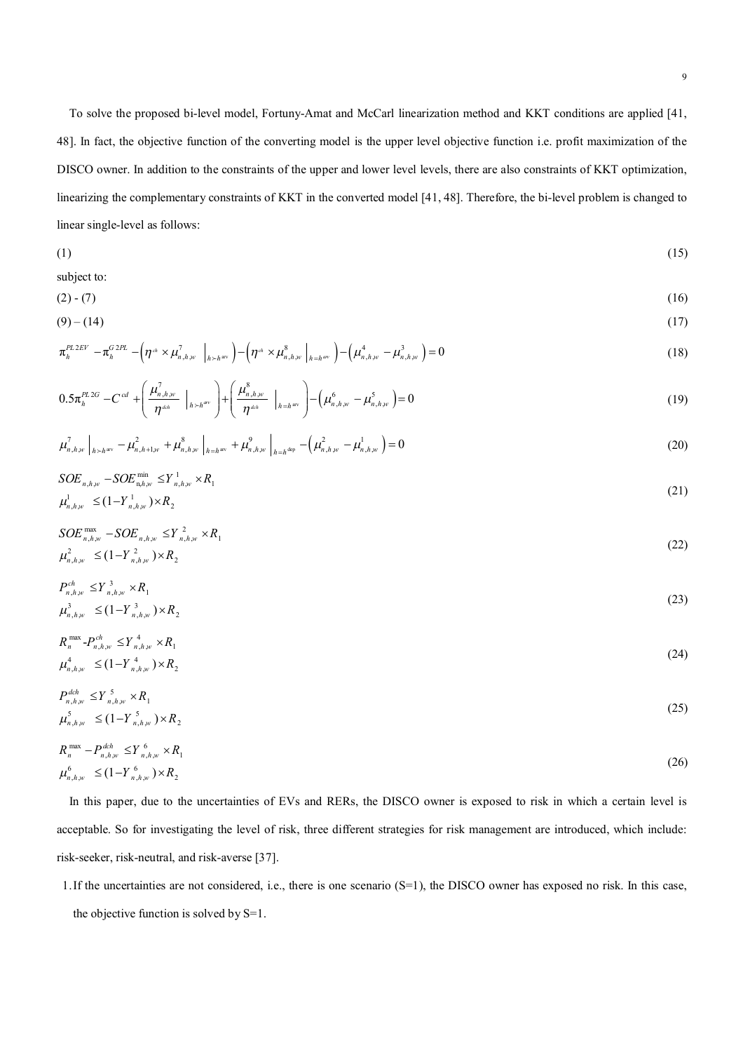To solve the proposed bi-level model, Fortuny-Amat and McCarl linearization method and KKT conditions are applied [41, 48]. In fact, the objective function of the converting model is the upper level objective function i.e. profit maximization of the DISCO owner. In addition to the constraints of the upper and lower level levels, there are also constraints of KKT optimization, linearizing the complementary constraints of KKT in the converted model [41, 48]. Therefore, the bi-level problem is changed to linear single-level as follows:

$$(1) \tag{15}$$

subject to:

$$(2) - (7) \tag{16}$$

$$(9) - (14) \tag{17}$$

$$\pi_h^{PL2EV} - \pi_h^{G2PL} - \left(\eta^{ch} \times \mu_{n,h,w}^{7} \Big|_{h \succ h^{arv}}\right) - \left(\eta^{ch} \times \mu_{n,h,w}^{8} \Big|_{h=h^{arv}}\right) - \left(\mu_{n,h,w}^{4} - \mu_{n,h,w}^{3}\right) = 0 \tag{18}$$

$$0.5\pi_h^{PL2G} - C^{cd} + \left(\frac{\mu_{n,h,w}^{7}}{\eta^{dch}} \Big|_{h \succ h^{arv}}\right) + \left(\frac{\mu_{n,h,w}^{8}}{\eta^{dch}} \Big|_{h=h^{arv}}\right) - \left(\mu_{n,h,w}^{6} - \mu_{n,h,w}^{5}\right) = 0 \tag{19}$$

$$\mu_{n,h,w}^{7} \Big|_{h \succ h^{arv}} - \mu_{n,h+1,w}^{2} + \mu_{n,h,w}^{8} \Big|_{h=h^{arv}} + \mu_{n,h,w}^{9} \Big|_{h=h^{dep}} - \left(\mu_{n,h,w}^{2} - \mu_{n,h,w}^{1}\right) = 0 \tag{20}$$

$$\begin{aligned} & SOE_{n,h,w} - SOE_{n,h,w}^{\min} \le Y_{n,h,w}^{1} \times R_1 \\ & \mu_{n,h,w}^{1} \le (1 - Y_{n,h,w}^{1}) \times R_2 \end{aligned} \tag{21}$$

$$\begin{aligned} & SOE_{n,h,w}^{\max} - SOE_{n,h,w} \le Y_{n,h,w}^{2} \times R_1 \\ & \mu_{n,h,w}^{2} \le (1 - Y_{n,h,w}^{2}) \times R_2 \end{aligned} \tag{22}$$

$$\begin{aligned} & P_{n,h,w}^{ch} \le Y_{n,h,w}^{3} \times R_1 \\ & \mu_{n,h,w}^{3} \le (1 - Y_{n,h,w}^{3}) \times R_2 \end{aligned} \tag{23}$$

$$\begin{aligned} & R_n^{\max} - P_{n,h,w}^{ch} \le Y_{n,h,w}^{4} \times R_1 \\ & \mu_{n,h,w}^{4} \le (1 - Y_{n,h,w}^{4}) \times R_2 \end{aligned} \tag{24}$$

$$\begin{aligned} & P_{n,h,w}^{dch} \le Y_{n,h,w}^{5} \times R_1 \\ & \mu_{n,h,w}^{5} \le (1 - Y_{n,h,w}^{5}) \times R_2 \end{aligned} \tag{25}$$

$$\begin{aligned} & R_n^{\max} - P_{n,h,w}^{dch} \le Y_{n,h,w}^{6} \times R_1 \\ & \mu_{n,h,w}^{6} \le (1 - Y_{n,h,w}^{6}) \times R_2 \end{aligned} \tag{26}$$

In this paper, due to the uncertainties of EVs and RERs, the DISCO owner is exposed to risk in which a certain level is acceptable. So for investigating the level of risk, three different strategies for risk management are introduced, which include: risk-seeker, risk-neutral, and risk-averse [37].

1. If the uncertainties are not considered, i.e., there is one scenario (S=1), the DISCO owner has exposed no risk. In this case, the objective function is solved by S=1.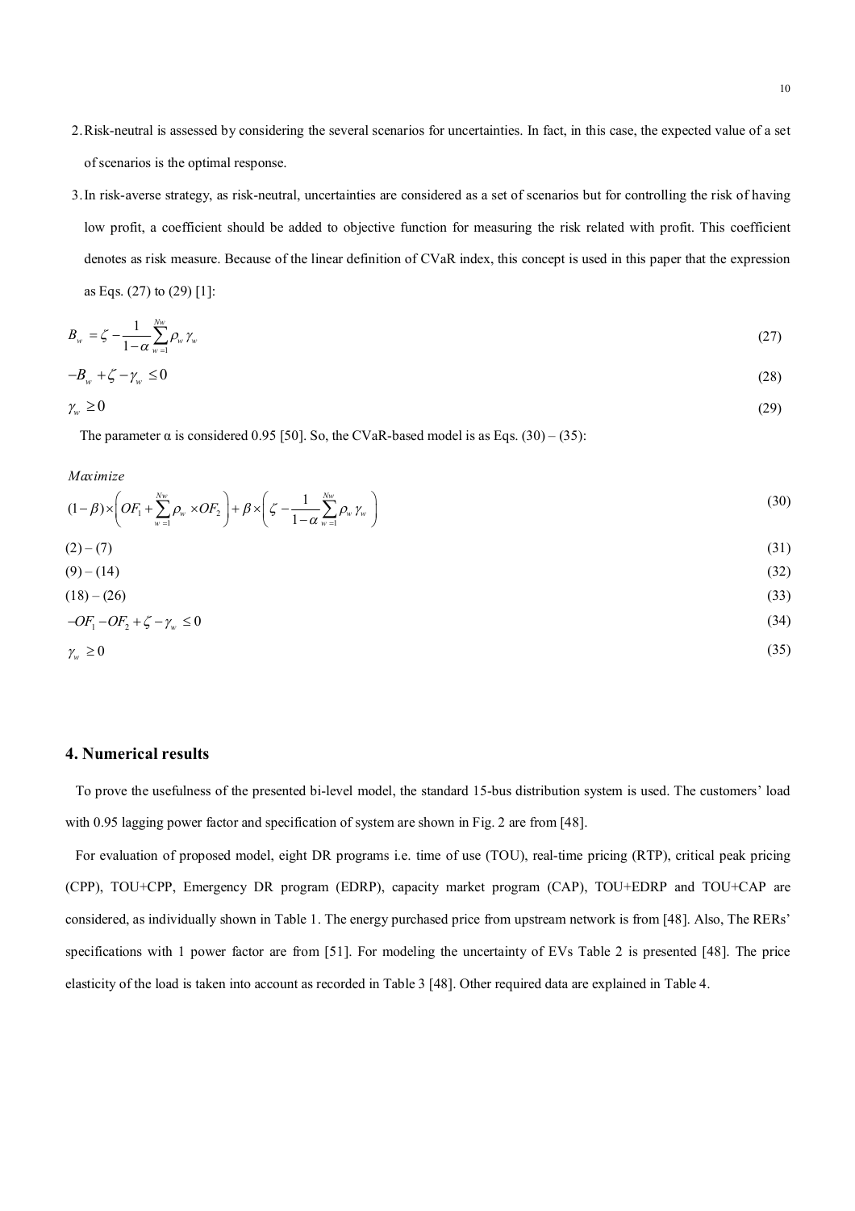2. Risk-neutral is assessed by considering the several scenarios for uncertainties. In fact, in this case, the expected value of a set of scenarios is the optimal response.
3. In risk-averse strategy, as risk-neutral, uncertainties are considered as a set of scenarios but for controlling the risk of having low profit, a coefficient should be added to objective function for measuring the risk related with profit. This coefficient denotes as risk measure. Because of the linear definition of CVaR index, this concept is used in this paper that the expression as Eqs. (27) to (29) [1]:

$$B_w = \zeta - \frac{1}{1-\alpha}\sum_{w=1}^{Nw} \rho_w \gamma_w \tag{27}$$

$$-B_w + \zeta - \gamma_w \leq 0 \tag{28}$$

$$\gamma_w \geq 0 \tag{29}$$

The parameter α is considered 0.95 [50]. So, the CVaR-based model is as Eqs. (30) – (35):

*Maximize*

$$(1-\beta)\times\left(OF_1 + \sum_{w=1}^{Nw} \rho_w \times OF_2\right) + \beta \times \left(\zeta - \frac{1}{1-\alpha}\sum_{w=1}^{Nw} \rho_w \gamma_w\right) \tag{30}$$

(2) – (7) (31)

(9) – (14) (32)

(18) – (26) (33)

$$-OF_1 - OF_2 + \zeta - \gamma_w \leq 0 \tag{34}$$

$$\gamma_w \geq 0 \tag{35}$$

## 4. Numerical results

To prove the usefulness of the presented bi-level model, the standard 15-bus distribution system is used. The customers' load with 0.95 lagging power factor and specification of system are shown in Fig. 2 are from [48].

For evaluation of proposed model, eight DR programs i.e. time of use (TOU), real-time pricing (RTP), critical peak pricing (CPP), TOU+CPP, Emergency DR program (EDRP), capacity market program (CAP), TOU+EDRP and TOU+CAP are considered, as individually shown in Table 1. The energy purchased price from upstream network is from [48]. Also, The RERs' specifications with 1 power factor are from [51]. For modeling the uncertainty of EVs Table 2 is presented [48]. The price elasticity of the load is taken into account as recorded in Table 3 [48]. Other required data are explained in Table 4.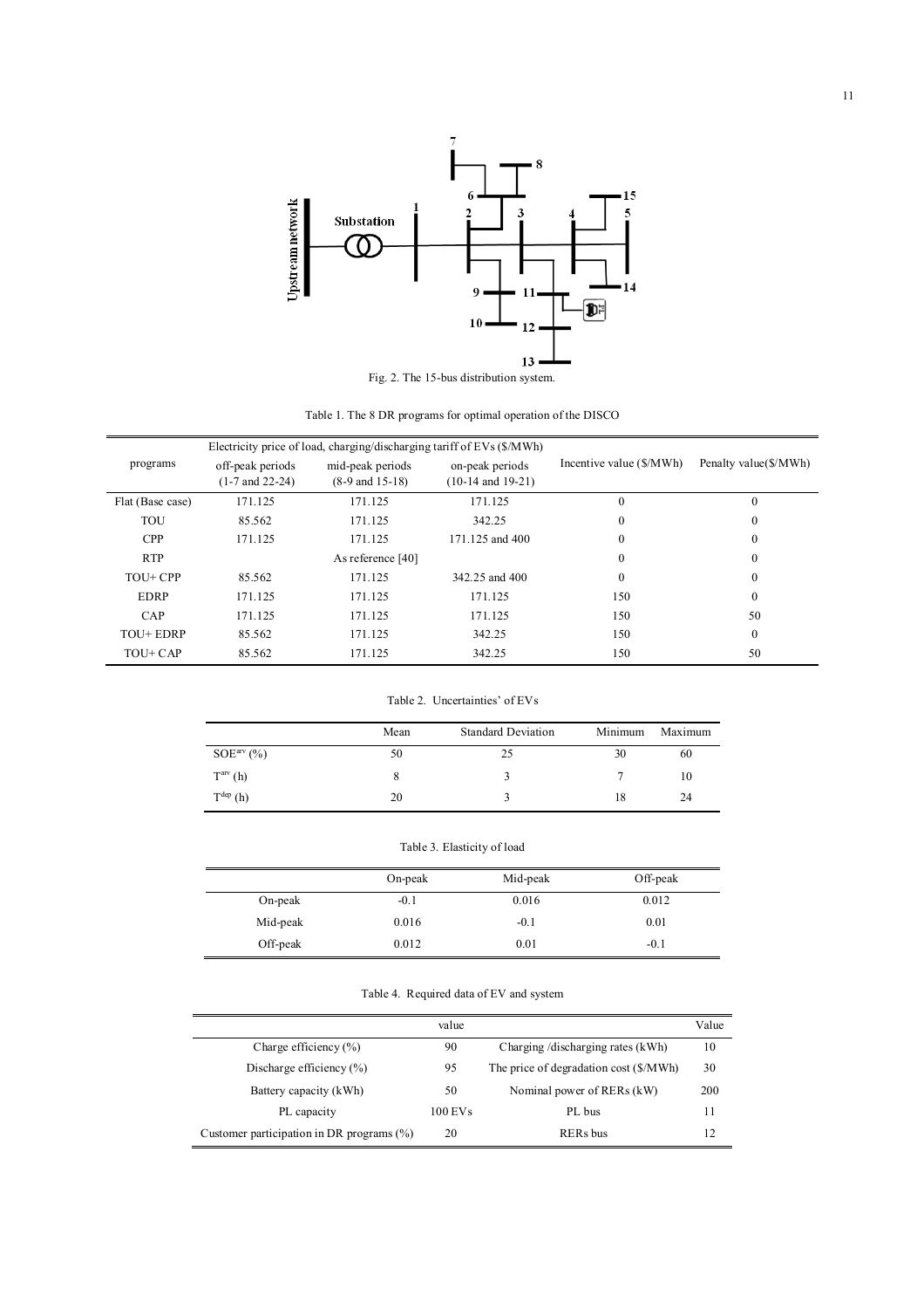Upstream network

Substation

1 2 3 4 5 6 7 8 9 10 11 12 13 14 15

Fig. 2. The 15-bus distribution system.

Table 1. The 8 DR programs for optimal operation of the DISCO

| programs | Electricity price of load, charging/discharging tariff of EVs ($/MWh) | | | Incentive value ($/MWh) | Penalty value($/MWh) |
|---|---|---|---|---|---|
| | off-peak periods (1-7 and 22-24) | mid-peak periods (8-9 and 15-18) | on-peak periods (10-14 and 19-21) | | |
| Flat (Base case) | 171.125 | 171.125 | 171.125 | 0 | 0 |
| TOU | 85.562 | 171.125 | 342.25 | 0 | 0 |
| CPP | 171.125 | 171.125 | 171.125 and 400 | 0 | 0 |
| RTP | | As reference [40] | | 0 | 0 |
| TOU+ CPP | 85.562 | 171.125 | 342.25 and 400 | 0 | 0 |
| EDRP | 171.125 | 171.125 | 171.125 | 150 | 0 |
| CAP | 171.125 | 171.125 | 171.125 | 150 | 50 |
| TOU+ EDRP | 85.562 | 171.125 | 342.25 | 150 | 0 |
| TOU+ CAP | 85.562 | 171.125 | 342.25 | 150 | 50 |

Table 2. Uncertainties' of EVs

| | Mean | Standard Deviation | Minimum | Maximum |
|---|---|---|---|---|
| $SOE^{arv}$ (%) | 50 | 25 | 30 | 60 |
| $T^{arv}$ (h) | 8 | 3 | 7 | 10 |
| $T^{dep}$ (h) | 20 | 3 | 18 | 24 |

Table 3. Elasticity of load

| | On-peak | Mid-peak | Off-peak |
|---|---|---|---|
| On-peak | -0.1 | 0.016 | 0.012 |
| Mid-peak | 0.016 | -0.1 | 0.01 |
| Off-peak | 0.012 | 0.01 | -0.1 |

Table 4. Required data of EV and system

| | value | | Value |
|---|---|---|---|
| Charge efficiency (%) | 90 | Charging /discharging rates (kWh) | 10 |
| Discharge efficiency (%) | 95 | The price of degradation cost ($/MWh) | 30 |
| Battery capacity (kWh) | 50 | Nominal power of RERs (kW) | 200 |
| PL capacity | 100 EVs | PL bus | 11 |
| Customer participation in DR programs (%) | 20 | RERs bus | 12 |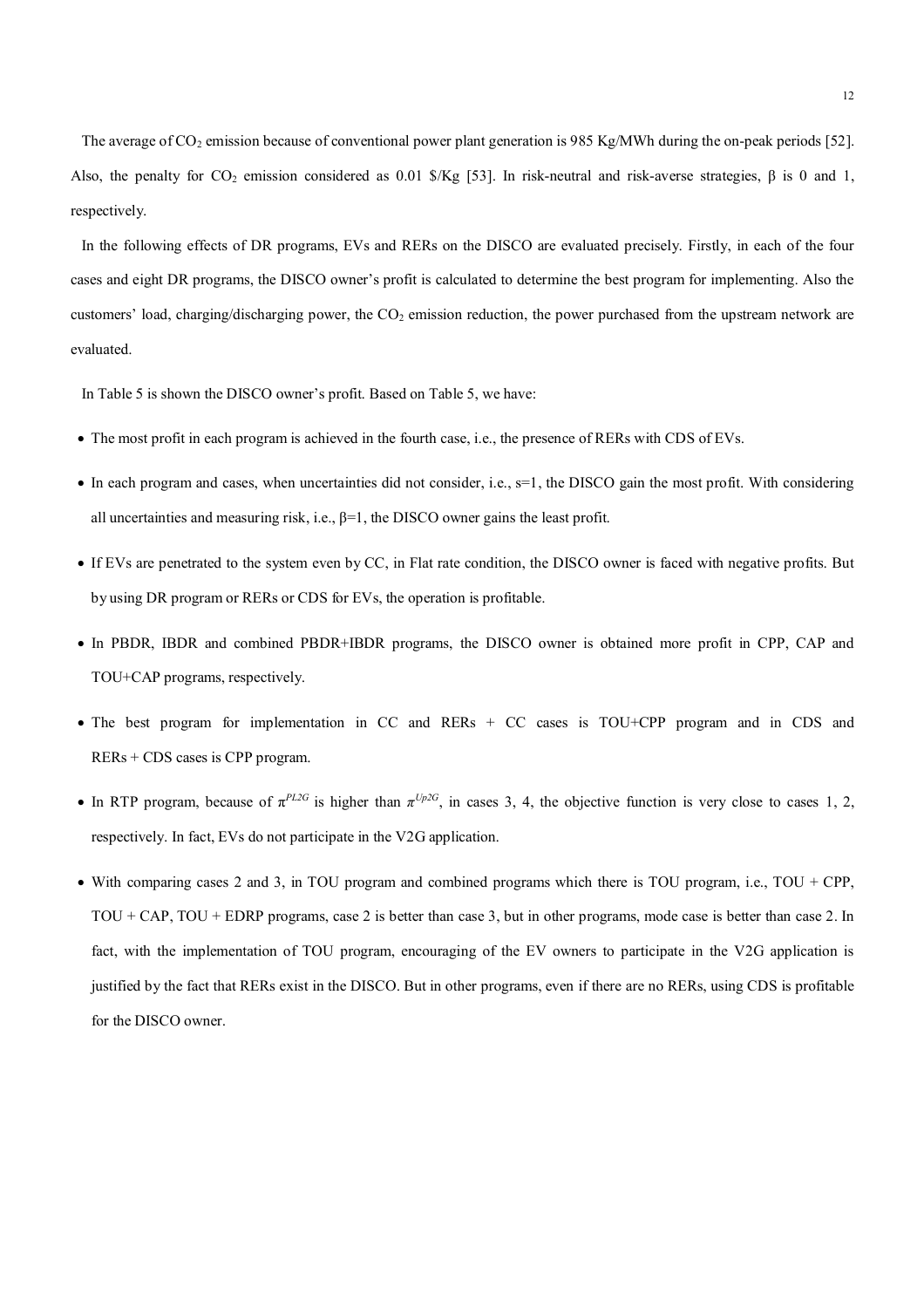The average of $CO_2$ emission because of conventional power plant generation is 985 Kg/MWh during the on-peak periods [52]. Also, the penalty for $CO_2$ emission considered as 0.01 \$/Kg [53]. In risk-neutral and risk-averse strategies, $\beta$ is 0 and 1, respectively.

In the following effects of DR programs, EVs and RERs on the DISCO are evaluated precisely. Firstly, in each of the four cases and eight DR programs, the DISCO owner's profit is calculated to determine the best program for implementing. Also the customers' load, charging/discharging power, the $CO_2$ emission reduction, the power purchased from the upstream network are evaluated.

In Table 5 is shown the DISCO owner's profit. Based on Table 5, we have:

- The most profit in each program is achieved in the fourth case, i.e., the presence of RERs with CDS of EVs.
- In each program and cases, when uncertainties did not consider, i.e., s=1, the DISCO gain the most profit. With considering all uncertainties and measuring risk, i.e., $\beta$=1, the DISCO owner gains the least profit.
- If EVs are penetrated to the system even by CC, in Flat rate condition, the DISCO owner is faced with negative profits. But by using DR program or RERs or CDS for EVs, the operation is profitable.
- In PBDR, IBDR and combined PBDR+IBDR programs, the DISCO owner is obtained more profit in CPP, CAP and TOU+CAP programs, respectively.
- The best program for implementation in CC and RERs + CC cases is TOU+CPP program and in CDS and RERs + CDS cases is CPP program.
- In RTP program, because of $\pi^{PL2G}$ is higher than $\pi^{Up2G}$, in cases 3, 4, the objective function is very close to cases 1, 2, respectively. In fact, EVs do not participate in the V2G application.
- With comparing cases 2 and 3, in TOU program and combined programs which there is TOU program, i.e., TOU + CPP, TOU + CAP, TOU + EDRP programs, case 2 is better than case 3, but in other programs, mode case is better than case 2. In fact, with the implementation of TOU program, encouraging of the EV owners to participate in the V2G application is justified by the fact that RERs exist in the DISCO. But in other programs, even if there are no RERs, using CDS is profitable for the DISCO owner.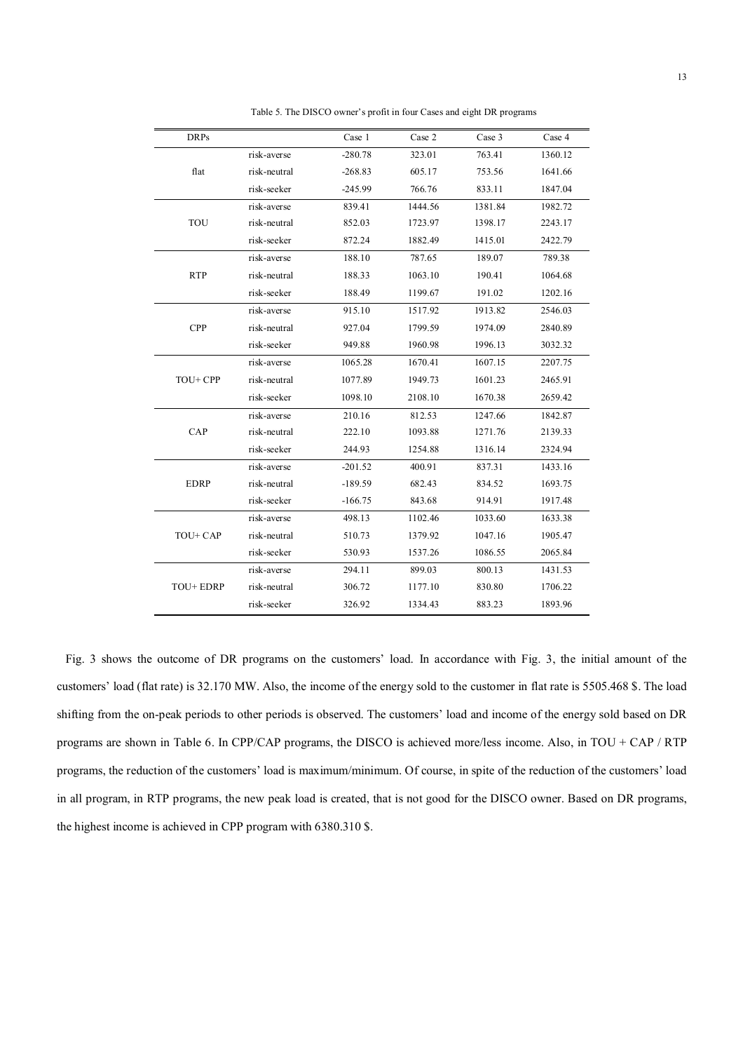Table 5. The DISCO owner's profit in four Cases and eight DR programs

| DRPs | | Case 1 | Case 2 | Case 3 | Case 4 |
|---|---|---|---|---|---|
| flat | risk-averse | -280.78 | 323.01 | 763.41 | 1360.12 |
| | risk-neutral | -268.83 | 605.17 | 753.56 | 1641.66 |
| | risk-seeker | -245.99 | 766.76 | 833.11 | 1847.04 |
| TOU | risk-averse | 839.41 | 1444.56 | 1381.84 | 1982.72 |
| | risk-neutral | 852.03 | 1723.97 | 1398.17 | 2243.17 |
| | risk-seeker | 872.24 | 1882.49 | 1415.01 | 2422.79 |
| RTP | risk-averse | 188.10 | 787.65 | 189.07 | 789.38 |
| | risk-neutral | 188.33 | 1063.10 | 190.41 | 1064.68 |
| | risk-seeker | 188.49 | 1199.67 | 191.02 | 1202.16 |
| CPP | risk-averse | 915.10 | 1517.92 | 1913.82 | 2546.03 |
| | risk-neutral | 927.04 | 1799.59 | 1974.09 | 2840.89 |
| | risk-seeker | 949.88 | 1960.98 | 1996.13 | 3032.32 |
| TOU+ CPP | risk-averse | 1065.28 | 1670.41 | 1607.15 | 2207.75 |
| | risk-neutral | 1077.89 | 1949.73 | 1601.23 | 2465.91 |
| | risk-seeker | 1098.10 | 2108.10 | 1670.38 | 2659.42 |
| CAP | risk-averse | 210.16 | 812.53 | 1247.66 | 1842.87 |
| | risk-neutral | 222.10 | 1093.88 | 1271.76 | 2139.33 |
| | risk-seeker | 244.93 | 1254.88 | 1316.14 | 2324.94 |
| EDRP | risk-averse | -201.52 | 400.91 | 837.31 | 1433.16 |
| | risk-neutral | -189.59 | 682.43 | 834.52 | 1693.75 |
| | risk-seeker | -166.75 | 843.68 | 914.91 | 1917.48 |
| TOU+ CAP | risk-averse | 498.13 | 1102.46 | 1033.60 | 1633.38 |
| | risk-neutral | 510.73 | 1379.92 | 1047.16 | 1905.47 |
| | risk-seeker | 530.93 | 1537.26 | 1086.55 | 2065.84 |
| TOU+ EDRP | risk-averse | 294.11 | 899.03 | 800.13 | 1431.53 |
| | risk-neutral | 306.72 | 1177.10 | 830.80 | 1706.22 |
| | risk-seeker | 326.92 | 1334.43 | 883.23 | 1893.96 |

Fig. 3 shows the outcome of DR programs on the customers' load. In accordance with Fig. 3, the initial amount of the customers' load (flat rate) is 32.170 MW. Also, the income of the energy sold to the customer in flat rate is 5505.468 \$. The load shifting from the on-peak periods to other periods is observed. The customers' load and income of the energy sold based on DR programs are shown in Table 6. In CPP/CAP programs, the DISCO is achieved more/less income. Also, in TOU + CAP / RTP programs, the reduction of the customers' load is maximum/minimum. Of course, in spite of the reduction of the customers' load in all program, in RTP programs, the new peak load is created, that is not good for the DISCO owner. Based on DR programs, the highest income is achieved in CPP program with 6380.310 \$.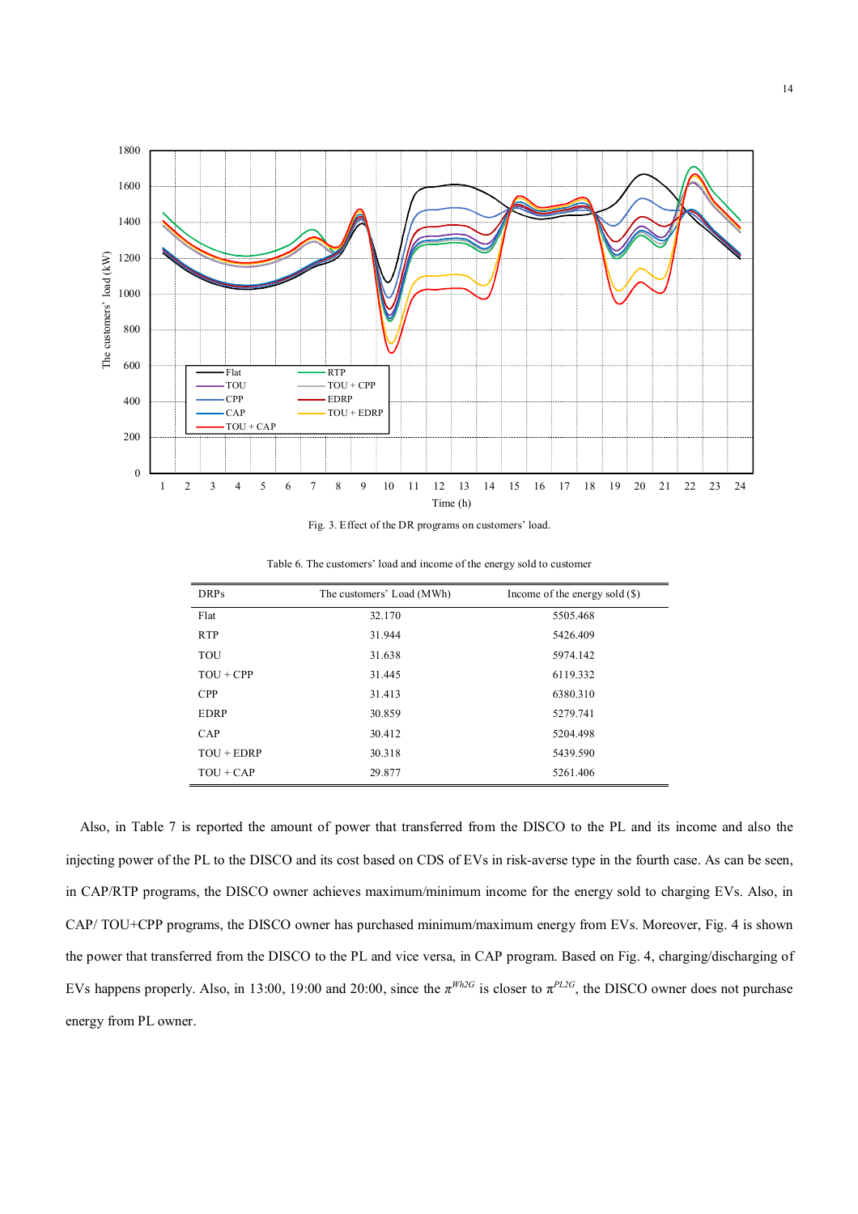1800
1600
1400
1200
1000
800
600
400
200
0

The customers' load (kW)

1 2 3 4 5 6 7 8 9 10 11 12 13 14 15 16 17 18 19 20 21 22 23 24

Time (h)

Flat
TOU
CPP
CAP
TOU + CAP
RTP
TOU + CPP
EDRP
TOU + EDRP

Fig. 3. Effect of the DR programs on customers' load.

Table 6. The customers' load and income of the energy sold to customer

| DRPs | The customers' Load (MWh) | Income of the energy sold ($) |
|---|---|---|
| Flat | 32.170 | 5505.468 |
| RTP | 31.944 | 5426.409 |
| TOU | 31.638 | 5974.142 |
| TOU + CPP | 31.445 | 6119.332 |
| CPP | 31.413 | 6380.310 |
| EDRP | 30.859 | 5279.741 |
| CAP | 30.412 | 5204.498 |
| TOU + EDRP | 30.318 | 5439.590 |
| TOU + CAP | 29.877 | 5261.406 |

Also, in Table 7 is reported the amount of power that transferred from the DISCO to the PL and its income and also the injecting power of the PL to the DISCO and its cost based on CDS of EVs in risk-averse type in the fourth case. As can be seen, in CAP/RTP programs, the DISCO owner achieves maximum/minimum income for the energy sold to charging EVs. Also, in CAP/ TOU+CPP programs, the DISCO owner has purchased minimum/maximum energy from EVs. Moreover, Fig. 4 is shown the power that transferred from the DISCO to the PL and vice versa, in CAP program. Based on Fig. 4, charging/discharging of EVs happens properly. Also, in 13:00, 19:00 and 20:00, since the $\pi^{Wh2G}$ is closer to $\pi^{PL2G}$, the DISCO owner does not purchase energy from PL owner.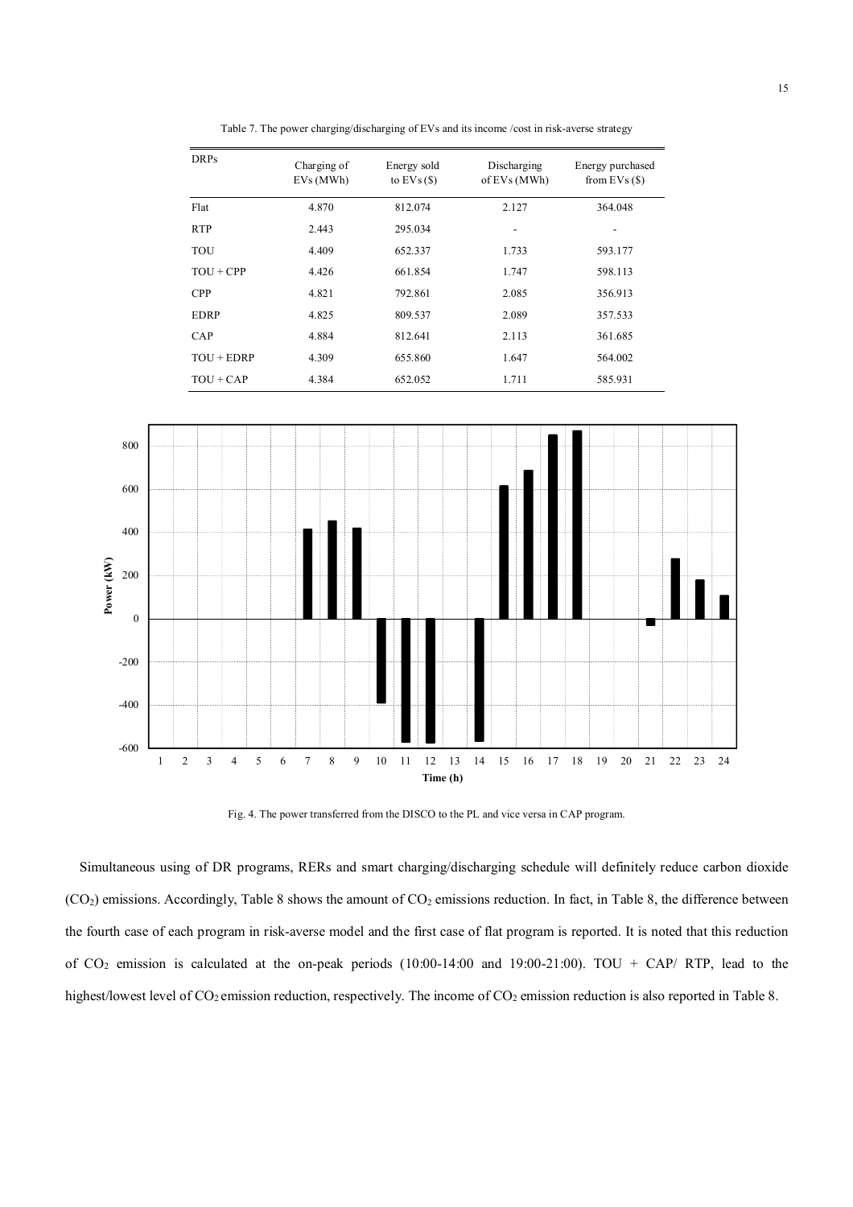Table 7. The power charging/discharging of EVs and its income /cost in risk-averse strategy

| DRPs | Charging of EVs (MWh) | Energy sold to EVs ($) | Discharging of EVs (MWh) | Energy purchased from EVs ($) |
|---|---|---|---|---|
| Flat | 4.870 | 812.074 | 2.127 | 364.048 |
| RTP | 2.443 | 295.034 | - | - |
| TOU | 4.409 | 652.337 | 1.733 | 593.177 |
| TOU + CPP | 4.426 | 661.854 | 1.747 | 598.113 |
| CPP | 4.821 | 792.861 | 2.085 | 356.913 |
| EDRP | 4.825 | 809.537 | 2.089 | 357.533 |
| CAP | 4.884 | 812.641 | 2.113 | 361.685 |
| TOU + EDRP | 4.309 | 655.860 | 1.647 | 564.002 |
| TOU + CAP | 4.384 | 652.052 | 1.711 | 585.931 |

Fig. 4. The power transferred from the DISCO to the PL and vice versa in CAP program.

Simultaneous using of DR programs, RERs and smart charging/discharging schedule will definitely reduce carbon dioxide ($CO_2$) emissions. Accordingly, Table 8 shows the amount of $CO_2$ emissions reduction. In fact, in Table 8, the difference between the fourth case of each program in risk-averse model and the first case of flat program is reported. It is noted that this reduction of $CO_2$ emission is calculated at the on-peak periods (10:00-14:00 and 19:00-21:00). TOU + CAP/ RTP, lead to the highest/lowest level of $CO_2$ emission reduction, respectively. The income of $CO_2$ emission reduction is also reported in Table 8.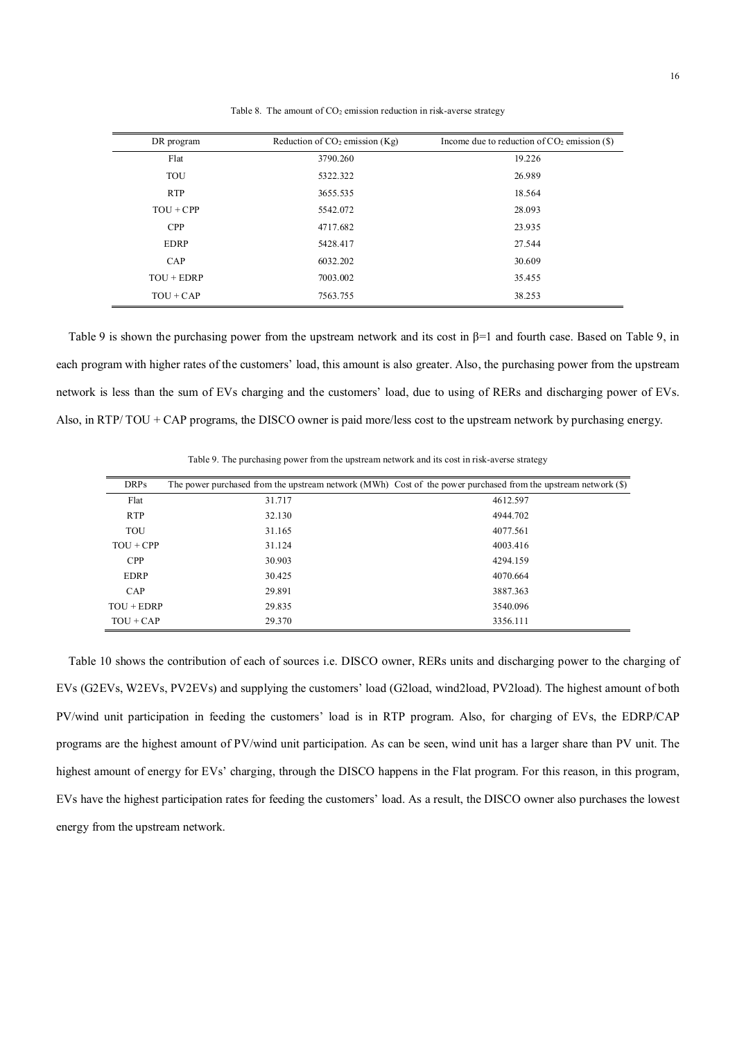Table 8. The amount of $CO_2$ emission reduction in risk-averse strategy

| DR program | Reduction of $CO_2$ emission (Kg) | Income due to reduction of $CO_2$ emission ($) |
|---|---|---|
| Flat | 3790.260 | 19.226 |
| TOU | 5322.322 | 26.989 |
| RTP | 3655.535 | 18.564 |
| TOU + CPP | 5542.072 | 28.093 |
| CPP | 4717.682 | 23.935 |
| EDRP | 5428.417 | 27.544 |
| CAP | 6032.202 | 30.609 |
| TOU + EDRP | 7003.002 | 35.455 |
| TOU + CAP | 7563.755 | 38.253 |

Table 9 is shown the purchasing power from the upstream network and its cost in β=1 and fourth case. Based on Table 9, in each program with higher rates of the customers' load, this amount is also greater. Also, the purchasing power from the upstream network is less than the sum of EVs charging and the customers' load, due to using of RERs and discharging power of EVs. Also, in RTP/ TOU + CAP programs, the DISCO owner is paid more/less cost to the upstream network by purchasing energy.

Table 9. The purchasing power from the upstream network and its cost in risk-averse strategy

| DRPs | The power purchased from the upstream network (MWh) | Cost of the power purchased from the upstream network ($) |
|---|---|---|
| Flat | 31.717 | 4612.597 |
| RTP | 32.130 | 4944.702 |
| TOU | 31.165 | 4077.561 |
| TOU + CPP | 31.124 | 4003.416 |
| CPP | 30.903 | 4294.159 |
| EDRP | 30.425 | 4070.664 |
| CAP | 29.891 | 3887.363 |
| TOU + EDRP | 29.835 | 3540.096 |
| TOU + CAP | 29.370 | 3356.111 |

Table 10 shows the contribution of each of sources i.e. DISCO owner, RERs units and discharging power to the charging of EVs (G2EVs, W2EVs, PV2EVs) and supplying the customers' load (G2load, wind2load, PV2load). The highest amount of both PV/wind unit participation in feeding the customers' load is in RTP program. Also, for charging of EVs, the EDRP/CAP programs are the highest amount of PV/wind unit participation. As can be seen, wind unit has a larger share than PV unit. The highest amount of energy for EVs' charging, through the DISCO happens in the Flat program. For this reason, in this program, EVs have the highest participation rates for feeding the customers' load. As a result, the DISCO owner also purchases the lowest energy from the upstream network.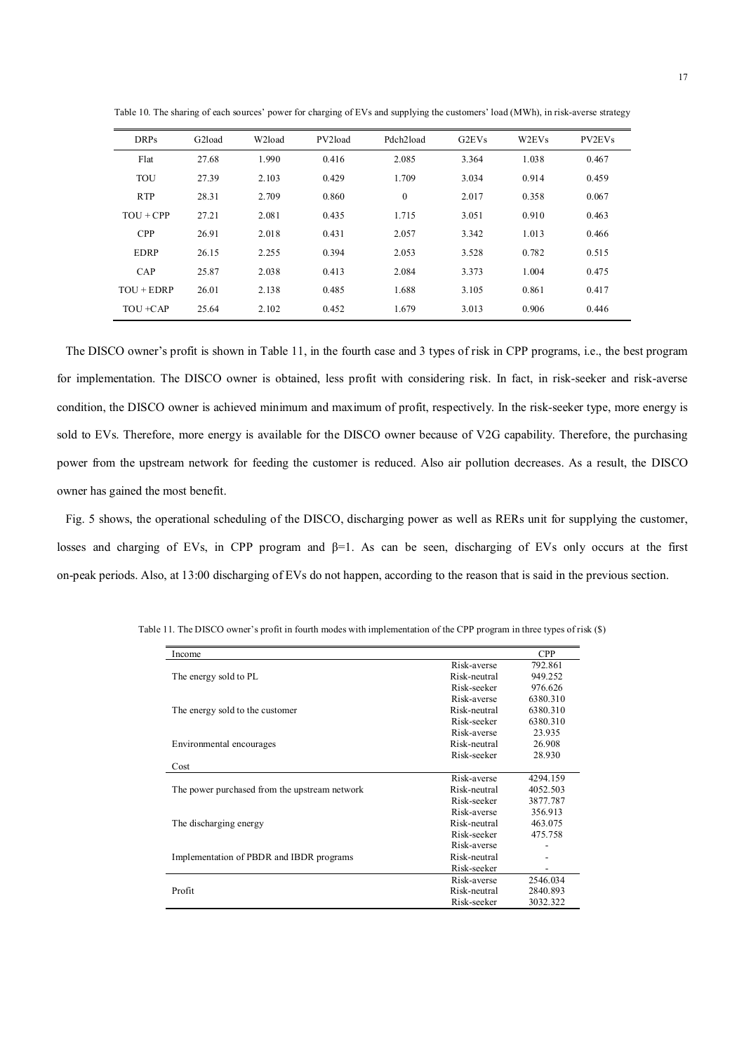Table 10. The sharing of each sources' power for charging of EVs and supplying the customers' load (MWh), in risk-averse strategy

| DRPs | G2load | W2load | PV2load | Pdch2load | G2EVs | W2EVs | PV2EVs |
|---|---|---|---|---|---|---|---|
| Flat | 27.68 | 1.990 | 0.416 | 2.085 | 3.364 | 1.038 | 0.467 |
| TOU | 27.39 | 2.103 | 0.429 | 1.709 | 3.034 | 0.914 | 0.459 |
| RTP | 28.31 | 2.709 | 0.860 | 0 | 2.017 | 0.358 | 0.067 |
| TOU + CPP | 27.21 | 2.081 | 0.435 | 1.715 | 3.051 | 0.910 | 0.463 |
| CPP | 26.91 | 2.018 | 0.431 | 2.057 | 3.342 | 1.013 | 0.466 |
| EDRP | 26.15 | 2.255 | 0.394 | 2.053 | 3.528 | 0.782 | 0.515 |
| CAP | 25.87 | 2.038 | 0.413 | 2.084 | 3.373 | 1.004 | 0.475 |
| TOU + EDRP | 26.01 | 2.138 | 0.485 | 1.688 | 3.105 | 0.861 | 0.417 |
| TOU +CAP | 25.64 | 2.102 | 0.452 | 1.679 | 3.013 | 0.906 | 0.446 |

The DISCO owner's profit is shown in Table 11, in the fourth case and 3 types of risk in CPP programs, i.e., the best program for implementation. The DISCO owner is obtained, less profit with considering risk. In fact, in risk-seeker and risk-averse condition, the DISCO owner is achieved minimum and maximum of profit, respectively. In the risk-seeker type, more energy is sold to EVs. Therefore, more energy is available for the DISCO owner because of V2G capability. Therefore, the purchasing power from the upstream network for feeding the customer is reduced. Also air pollution decreases. As a result, the DISCO owner has gained the most benefit.

Fig. 5 shows, the operational scheduling of the DISCO, discharging power as well as RERs unit for supplying the customer, losses and charging of EVs, in CPP program and β=1. As can be seen, discharging of EVs only occurs at the first on-peak periods. Also, at 13:00 discharging of EVs do not happen, according to the reason that is said in the previous section.

Table 11. The DISCO owner's profit in fourth modes with implementation of the CPP program in three types of risk ($)

| Income | | CPP |
|---|---|---|
| The energy sold to PL | Risk-averse | 792.861 |
| | Risk-neutral | 949.252 |
| | Risk-seeker | 976.626 |
| The energy sold to the customer | Risk-averse | 6380.310 |
| | Risk-neutral | 6380.310 |
| | Risk-seeker | 6380.310 |
| Environmental encourages | Risk-averse | 23.935 |
| | Risk-neutral | 26.908 |
| | Risk-seeker | 28.930 |
| Cost | | |
| The power purchased from the upstream network | Risk-averse | 4294.159 |
| | Risk-neutral | 4052.503 |
| | Risk-seeker | 3877.787 |
| The discharging energy | Risk-averse | 356.913 |
| | Risk-neutral | 463.075 |
| | Risk-seeker | 475.758 |
| Implementation of PBDR and IBDR programs | Risk-averse | - |
| | Risk-neutral | - |
| | Risk-seeker | - |
| Profit | Risk-averse | 2546.034 |
| | Risk-neutral | 2840.893 |
| | Risk-seeker | 3032.322 |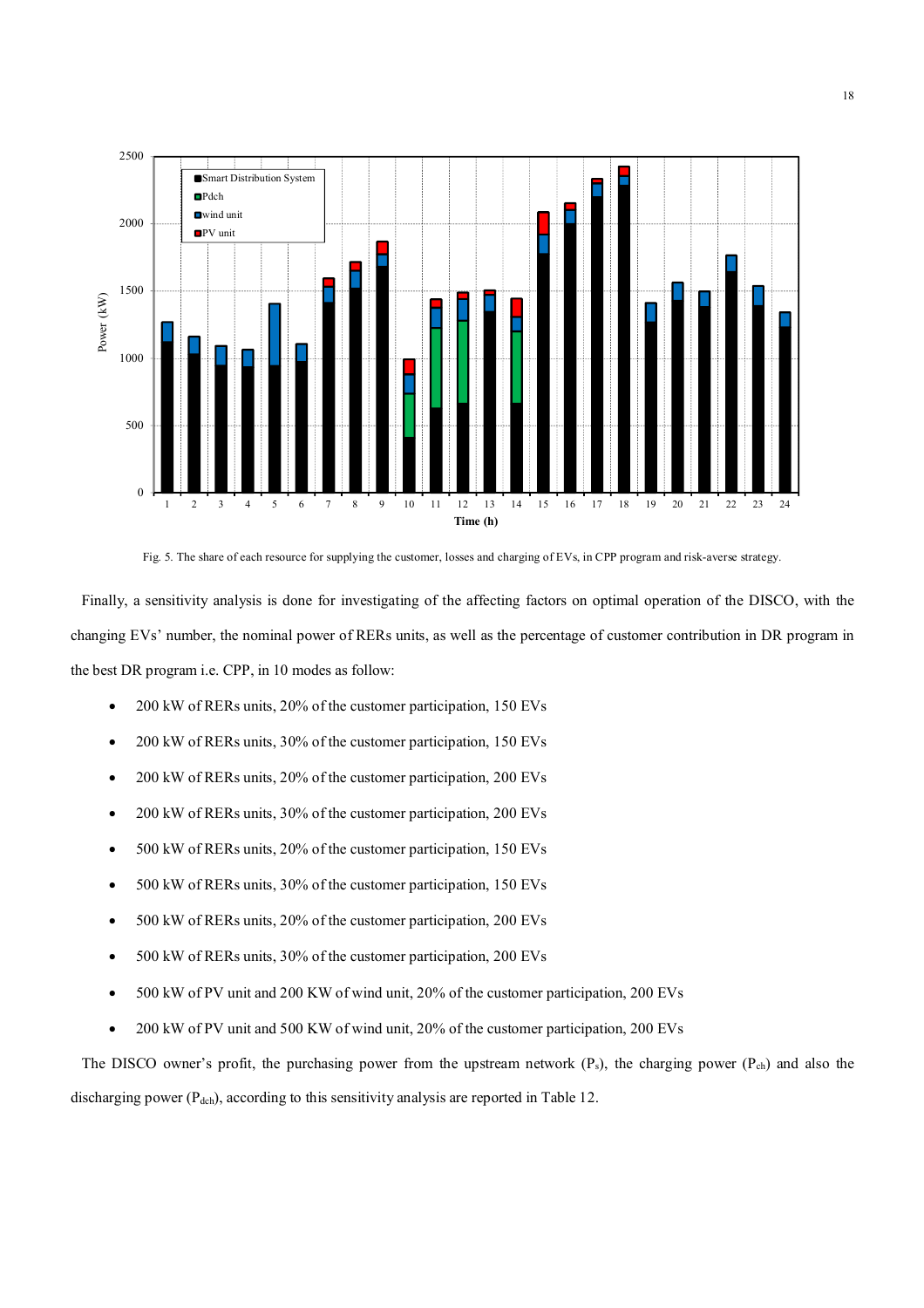2500

2000

1500

1000

500

0

Power (kW)

Smart Distribution System

Pdch

wind unit

PV unit

1 2 3 4 5 6 7 8 9 10 11 12 13 14 15 16 17 18 19 20 21 22 23 24

**Time (h)**

Fig. 5. The share of each resource for supplying the customer, losses and charging of EVs, in CPP program and risk-averse strategy.

Finally, a sensitivity analysis is done for investigating of the affecting factors on optimal operation of the DISCO, with the changing EVs' number, the nominal power of RERs units, as well as the percentage of customer contribution in DR program in the best DR program i.e. CPP, in 10 modes as follow:

- 200 kW of RERs units, 20% of the customer participation, 150 EVs
- 200 kW of RERs units, 30% of the customer participation, 150 EVs
- 200 kW of RERs units, 20% of the customer participation, 200 EVs
- 200 kW of RERs units, 30% of the customer participation, 200 EVs
- 500 kW of RERs units, 20% of the customer participation, 150 EVs
- 500 kW of RERs units, 30% of the customer participation, 150 EVs
- 500 kW of RERs units, 20% of the customer participation, 200 EVs
- 500 kW of RERs units, 30% of the customer participation, 200 EVs
- 500 kW of PV unit and 200 KW of wind unit, 20% of the customer participation, 200 EVs
- 200 kW of PV unit and 500 KW of wind unit, 20% of the customer participation, 200 EVs

The DISCO owner's profit, the purchasing power from the upstream network ($P_s$), the charging power ($P_{ch}$) and also the discharging power ($P_{dch}$), according to this sensitivity analysis are reported in Table 12.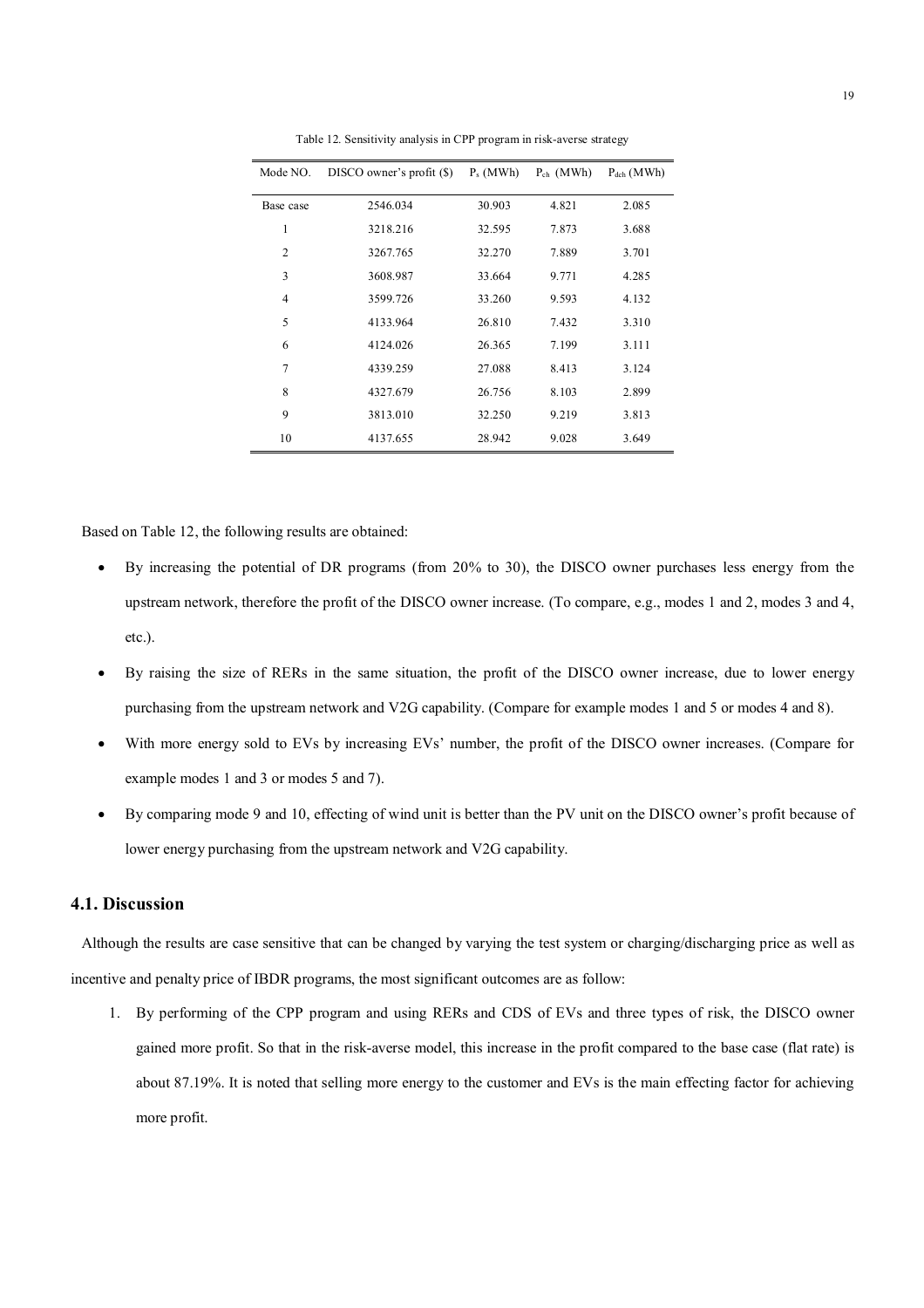Table 12. Sensitivity analysis in CPP program in risk-averse strategy

| Mode NO. | DISCO owner's profit ($) | $P_s$ (MWh) | $P_{ch}$ (MWh) | $P_{dch}$ (MWh) |
|---|---|---|---|---|
| Base case | 2546.034 | 30.903 | 4.821 | 2.085 |
| 1 | 3218.216 | 32.595 | 7.873 | 3.688 |
| 2 | 3267.765 | 32.270 | 7.889 | 3.701 |
| 3 | 3608.987 | 33.664 | 9.771 | 4.285 |
| 4 | 3599.726 | 33.260 | 9.593 | 4.132 |
| 5 | 4133.964 | 26.810 | 7.432 | 3.310 |
| 6 | 4124.026 | 26.365 | 7.199 | 3.111 |
| 7 | 4339.259 | 27.088 | 8.413 | 3.124 |
| 8 | 4327.679 | 26.756 | 8.103 | 2.899 |
| 9 | 3813.010 | 32.250 | 9.219 | 3.813 |
| 10 | 4137.655 | 28.942 | 9.028 | 3.649 |

Based on Table 12, the following results are obtained:

- By increasing the potential of DR programs (from 20% to 30), the DISCO owner purchases less energy from the upstream network, therefore the profit of the DISCO owner increase. (To compare, e.g., modes 1 and 2, modes 3 and 4, etc.).
- By raising the size of RERs in the same situation, the profit of the DISCO owner increase, due to lower energy purchasing from the upstream network and V2G capability. (Compare for example modes 1 and 5 or modes 4 and 8).
- With more energy sold to EVs by increasing EVs' number, the profit of the DISCO owner increases. (Compare for example modes 1 and 3 or modes 5 and 7).
- By comparing mode 9 and 10, effecting of wind unit is better than the PV unit on the DISCO owner's profit because of lower energy purchasing from the upstream network and V2G capability.

## 4.1. Discussion

Although the results are case sensitive that can be changed by varying the test system or charging/discharging price as well as incentive and penalty price of IBDR programs, the most significant outcomes are as follow:

1. By performing of the CPP program and using RERs and CDS of EVs and three types of risk, the DISCO owner gained more profit. So that in the risk-averse model, this increase in the profit compared to the base case (flat rate) is about 87.19%. It is noted that selling more energy to the customer and EVs is the main effecting factor for achieving more profit.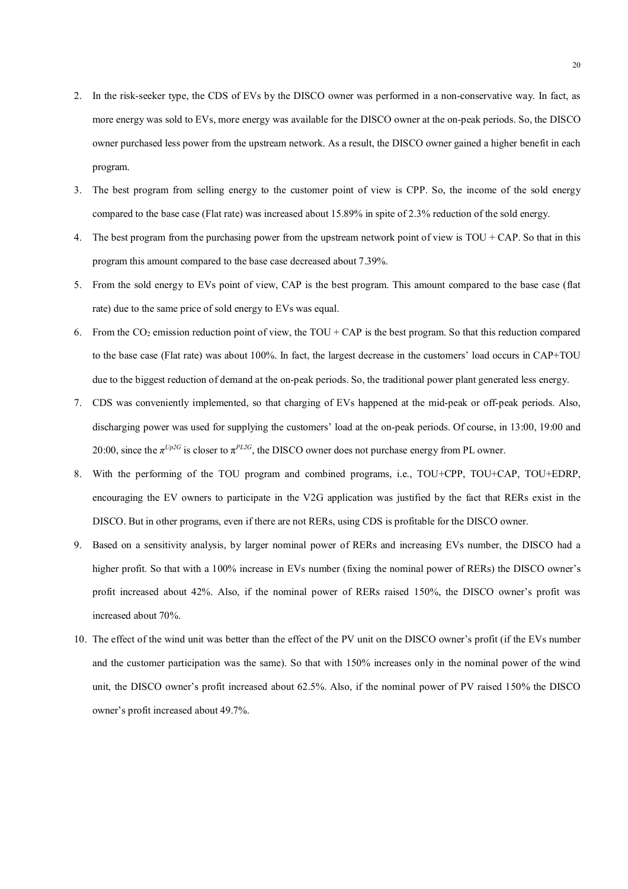2. In the risk-seeker type, the CDS of EVs by the DISCO owner was performed in a non-conservative way. In fact, as more energy was sold to EVs, more energy was available for the DISCO owner at the on-peak periods. So, the DISCO owner purchased less power from the upstream network. As a result, the DISCO owner gained a higher benefit in each program.
3. The best program from selling energy to the customer point of view is CPP. So, the income of the sold energy compared to the base case (Flat rate) was increased about 15.89% in spite of 2.3% reduction of the sold energy.
4. The best program from the purchasing power from the upstream network point of view is TOU + CAP. So that in this program this amount compared to the base case decreased about 7.39%.
5. From the sold energy to EVs point of view, CAP is the best program. This amount compared to the base case (flat rate) due to the same price of sold energy to EVs was equal.
6. From the $CO_2$ emission reduction point of view, the TOU + CAP is the best program. So that this reduction compared to the base case (Flat rate) was about 100%. In fact, the largest decrease in the customers' load occurs in CAP+TOU due to the biggest reduction of demand at the on-peak periods. So, the traditional power plant generated less energy.
7. CDS was conveniently implemented, so that charging of EVs happened at the mid-peak or off-peak periods. Also, discharging power was used for supplying the customers' load at the on-peak periods. Of course, in 13:00, 19:00 and 20:00, since the $\pi^{Up2G}$ is closer to $\pi^{PL2G}$, the DISCO owner does not purchase energy from PL owner.
8. With the performing of the TOU program and combined programs, i.e., TOU+CPP, TOU+CAP, TOU+EDRP, encouraging the EV owners to participate in the V2G application was justified by the fact that RERs exist in the DISCO. But in other programs, even if there are not RERs, using CDS is profitable for the DISCO owner.
9. Based on a sensitivity analysis, by larger nominal power of RERs and increasing EVs number, the DISCO had a higher profit. So that with a 100% increase in EVs number (fixing the nominal power of RERs) the DISCO owner's profit increased about 42%. Also, if the nominal power of RERs raised 150%, the DISCO owner's profit was increased about 70%.
10. The effect of the wind unit was better than the effect of the PV unit on the DISCO owner's profit (if the EVs number and the customer participation was the same). So that with 150% increases only in the nominal power of the wind unit, the DISCO owner's profit increased about 62.5%. Also, if the nominal power of PV raised 150% the DISCO owner's profit increased about 49.7%.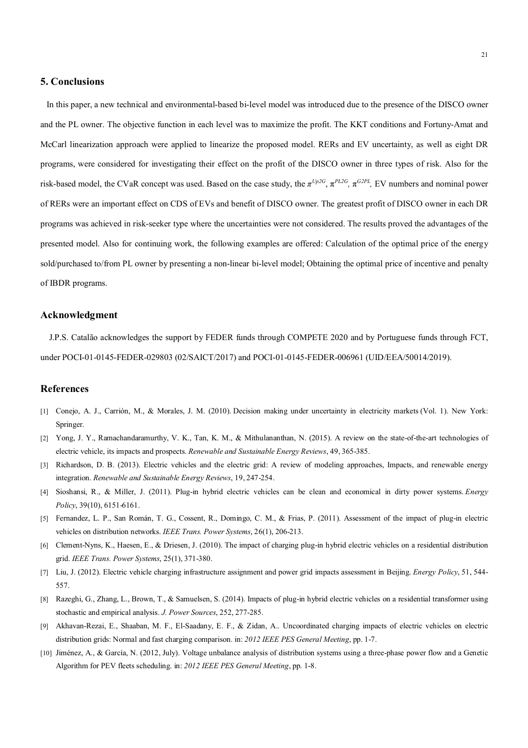## 5. Conclusions

In this paper, a new technical and environmental-based bi-level model was introduced due to the presence of the DISCO owner and the PL owner. The objective function in each level was to maximize the profit. The KKT conditions and Fortuny-Amat and McCarl linearization approach were applied to linearize the proposed model. RERs and EV uncertainty, as well as eight DR programs, were considered for investigating their effect on the profit of the DISCO owner in three types of risk. Also for the risk-based model, the CVaR concept was used. Based on the case study, the $\pi^{Up2G}$, $\pi^{PL2G}$, $\pi^{G2PL}$, EV numbers and nominal power of RERs were an important effect on CDS of EVs and benefit of DISCO owner. The greatest profit of DISCO owner in each DR programs was achieved in risk-seeker type where the uncertainties were not considered. The results proved the advantages of the presented model. Also for continuing work, the following examples are offered: Calculation of the optimal price of the energy sold/purchased to/from PL owner by presenting a non-linear bi-level model; Obtaining the optimal price of incentive and penalty of IBDR programs.

## Acknowledgment

J.P.S. Catalão acknowledges the support by FEDER funds through COMPETE 2020 and by Portuguese funds through FCT, under POCI-01-0145-FEDER-029803 (02/SAICT/2017) and POCI-01-0145-FEDER-006961 (UID/EEA/50014/2019).

## References

[1] Conejo, A. J., Carrión, M., & Morales, J. M. (2010). Decision making under uncertainty in electricity markets (Vol. 1). New York: Springer.

[2] Yong, J. Y., Ramachandaramurthy, V. K., Tan, K. M., & Mithulananthan, N. (2015). A review on the state-of-the-art technologies of electric vehicle, its impacts and prospects. *Renewable and Sustainable Energy Reviews*, 49, 365-385.

[3] Richardson, D. B. (2013). Electric vehicles and the electric grid: A review of modeling approaches, Impacts, and renewable energy integration. *Renewable and Sustainable Energy Reviews*, 19, 247-254.

[4] Sioshansi, R., & Miller, J. (2011). Plug-in hybrid electric vehicles can be clean and economical in dirty power systems. *Energy Policy*, 39(10), 6151-6161.

[5] Fernandez, L. P., San Román, T. G., Cossent, R., Domingo, C. M., & Frias, P. (2011). Assessment of the impact of plug-in electric vehicles on distribution networks. *IEEE Trans. Power Systems*, 26(1), 206-213.

[6] Clement-Nyns, K., Haesen, E., & Driesen, J. (2010). The impact of charging plug-in hybrid electric vehicles on a residential distribution grid. *IEEE Trans. Power Systems*, 25(1), 371-380.

[7] Liu, J. (2012). Electric vehicle charging infrastructure assignment and power grid impacts assessment in Beijing. *Energy Policy*, 51, 544-557.

[8] Razeghi, G., Zhang, L., Brown, T., & Samuelsen, S. (2014). Impacts of plug-in hybrid electric vehicles on a residential transformer using stochastic and empirical analysis. *J. Power Sources*, 252, 277-285.

[9] Akhavan-Rezai, E., Shaaban, M. F., El-Saadany, E. F., & Zidan, A.. Uncoordinated charging impacts of electric vehicles on electric distribution grids: Normal and fast charging comparison. in: *2012 IEEE PES General Meeting*, pp. 1-7.

[10] Jiménez, A., & García, N. (2012, July). Voltage unbalance analysis of distribution systems using a three-phase power flow and a Genetic Algorithm for PEV fleets scheduling. in: *2012 IEEE PES General Meeting*, pp. 1-8.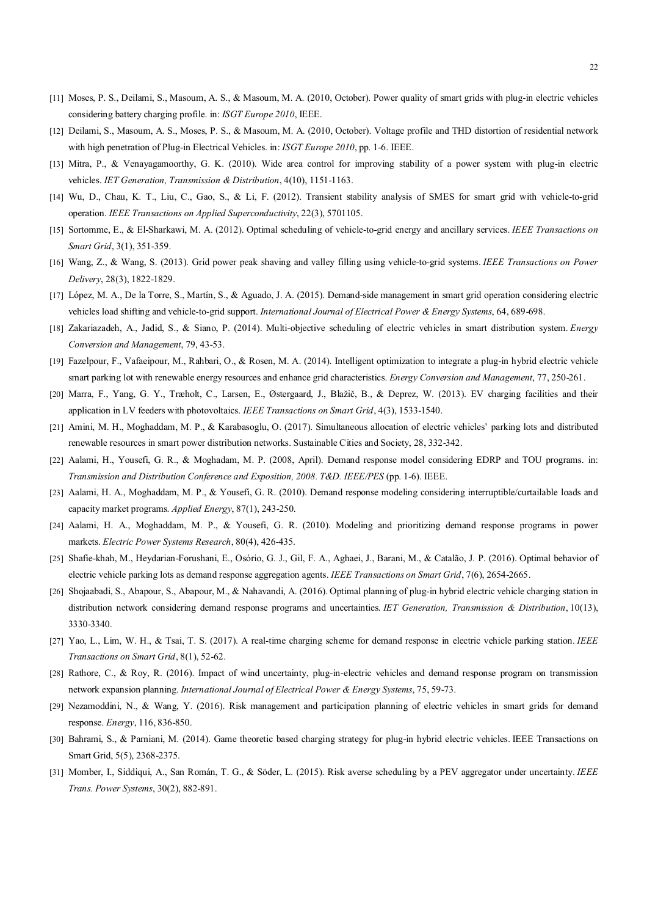[11] Moses, P. S., Deilami, S., Masoum, A. S., & Masoum, M. A. (2010, October). Power quality of smart grids with plug-in electric vehicles considering battery charging profile. in: *ISGT Europe 2010*, IEEE.

[12] Deilami, S., Masoum, A. S., Moses, P. S., & Masoum, M. A. (2010, October). Voltage profile and THD distortion of residential network with high penetration of Plug-in Electrical Vehicles. in: *ISGT Europe 2010*, pp. 1-6. IEEE.

[13] Mitra, P., & Venayagamoorthy, G. K. (2010). Wide area control for improving stability of a power system with plug-in electric vehicles. *IET Generation, Transmission & Distribution*, 4(10), 1151-1163.

[14] Wu, D., Chau, K. T., Liu, C., Gao, S., & Li, F. (2012). Transient stability analysis of SMES for smart grid with vehicle-to-grid operation. *IEEE Transactions on Applied Superconductivity*, 22(3), 5701105.

[15] Sortomme, E., & El-Sharkawi, M. A. (2012). Optimal scheduling of vehicle-to-grid energy and ancillary services. *IEEE Transactions on Smart Grid*, 3(1), 351-359.

[16] Wang, Z., & Wang, S. (2013). Grid power peak shaving and valley filling using vehicle-to-grid systems. *IEEE Transactions on Power Delivery*, 28(3), 1822-1829.

[17] López, M. A., De la Torre, S., Martín, S., & Aguado, J. A. (2015). Demand-side management in smart grid operation considering electric vehicles load shifting and vehicle-to-grid support. *International Journal of Electrical Power & Energy Systems*, 64, 689-698.

[18] Zakariazadeh, A., Jadid, S., & Siano, P. (2014). Multi-objective scheduling of electric vehicles in smart distribution system. *Energy Conversion and Management*, 79, 43-53.

[19] Fazelpour, F., Vafaeipour, M., Rahbari, O., & Rosen, M. A. (2014). Intelligent optimization to integrate a plug-in hybrid electric vehicle smart parking lot with renewable energy resources and enhance grid characteristics. *Energy Conversion and Management*, 77, 250-261.

[20] Marra, F., Yang, G. Y., Træholt, C., Larsen, E., Østergaard, J., Blažič, B., & Deprez, W. (2013). EV charging facilities and their application in LV feeders with photovoltaics. *IEEE Transactions on Smart Grid*, 4(3), 1533-1540.

[21] Amini, M. H., Moghaddam, M. P., & Karabasoglu, O. (2017). Simultaneous allocation of electric vehicles' parking lots and distributed renewable resources in smart power distribution networks. Sustainable Cities and Society, 28, 332-342.

[22] Aalami, H., Yousefi, G. R., & Moghadam, M. P. (2008, April). Demand response model considering EDRP and TOU programs. in: *Transmission and Distribution Conference and Exposition, 2008. T&D. IEEE/PES* (pp. 1-6). IEEE.

[23] Aalami, H. A., Moghaddam, M. P., & Yousefi, G. R. (2010). Demand response modeling considering interruptible/curtailable loads and capacity market programs. *Applied Energy*, 87(1), 243-250.

[24] Aalami, H. A., Moghaddam, M. P., & Yousefi, G. R. (2010). Modeling and prioritizing demand response programs in power markets. *Electric Power Systems Research*, 80(4), 426-435.

[25] Shafie-khah, M., Heydarian-Forushani, E., Osório, G. J., Gil, F. A., Aghaei, J., Barani, M., & Catalão, J. P. (2016). Optimal behavior of electric vehicle parking lots as demand response aggregation agents. *IEEE Transactions on Smart Grid*, 7(6), 2654-2665.

[26] Shojaabadi, S., Abapour, S., Abapour, M., & Nahavandi, A. (2016). Optimal planning of plug-in hybrid electric vehicle charging station in distribution network considering demand response programs and uncertainties. *IET Generation, Transmission & Distribution*, 10(13), 3330-3340.

[27] Yao, L., Lim, W. H., & Tsai, T. S. (2017). A real-time charging scheme for demand response in electric vehicle parking station. *IEEE Transactions on Smart Grid*, 8(1), 52-62.

[28] Rathore, C., & Roy, R. (2016). Impact of wind uncertainty, plug-in-electric vehicles and demand response program on transmission network expansion planning. *International Journal of Electrical Power & Energy Systems*, 75, 59-73.

[29] Nezamoddini, N., & Wang, Y. (2016). Risk management and participation planning of electric vehicles in smart grids for demand response. *Energy*, 116, 836-850.

[30] Bahrami, S., & Parniani, M. (2014). Game theoretic based charging strategy for plug-in hybrid electric vehicles. IEEE Transactions on Smart Grid, 5(5), 2368-2375.

[31] Momber, I., Siddiqui, A., San Román, T. G., & Söder, L. (2015). Risk averse scheduling by a PEV aggregator under uncertainty. *IEEE Trans. Power Systems*, 30(2), 882-891.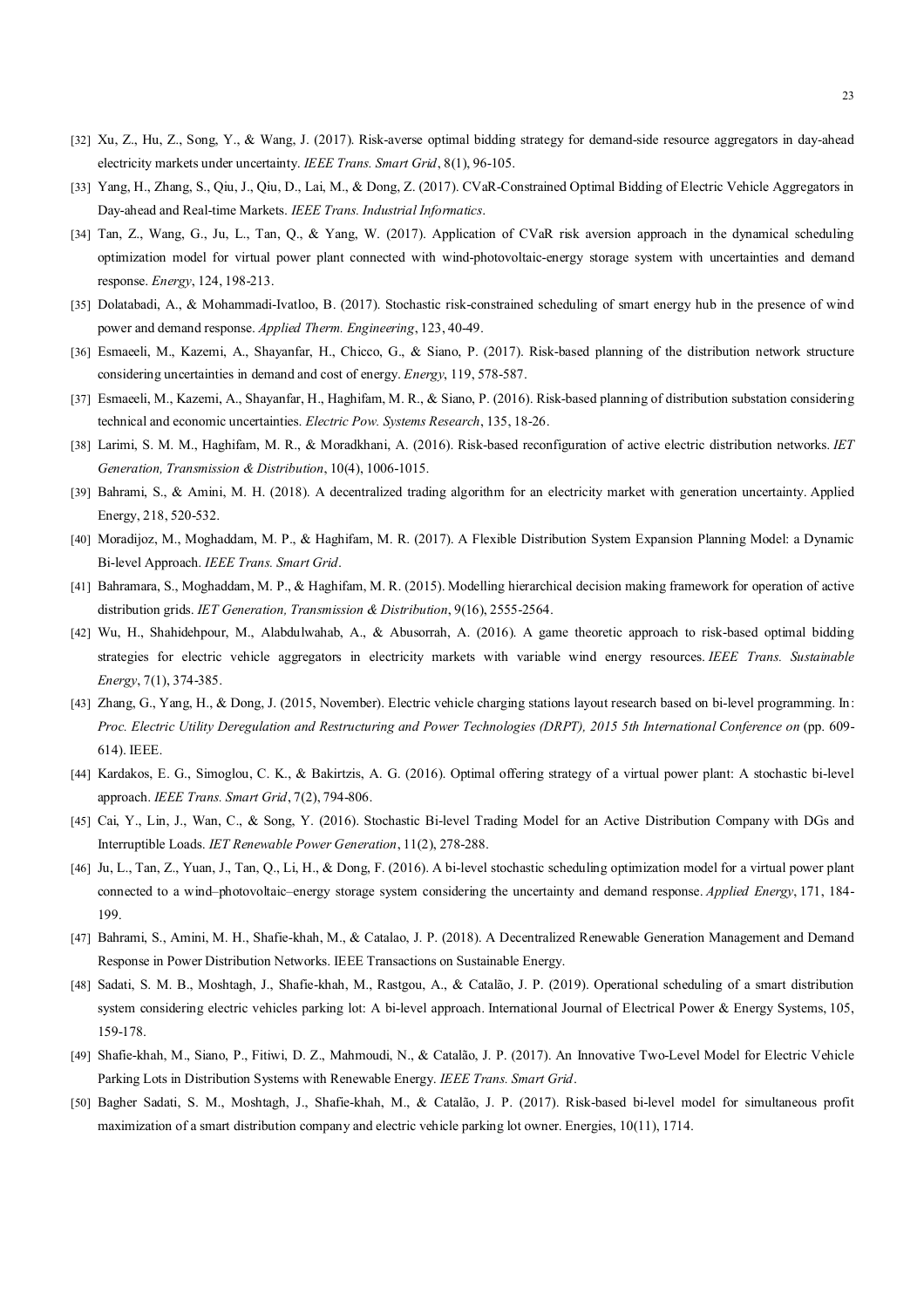[32] Xu, Z., Hu, Z., Song, Y., & Wang, J. (2017). Risk-averse optimal bidding strategy for demand-side resource aggregators in day-ahead electricity markets under uncertainty. *IEEE Trans. Smart Grid*, 8(1), 96-105.

[33] Yang, H., Zhang, S., Qiu, J., Qiu, D., Lai, M., & Dong, Z. (2017). CVaR-Constrained Optimal Bidding of Electric Vehicle Aggregators in Day-ahead and Real-time Markets. *IEEE Trans. Industrial Informatics*.

[34] Tan, Z., Wang, G., Ju, L., Tan, Q., & Yang, W. (2017). Application of CVaR risk aversion approach in the dynamical scheduling optimization model for virtual power plant connected with wind-photovoltaic-energy storage system with uncertainties and demand response. *Energy*, 124, 198-213.

[35] Dolatabadi, A., & Mohammadi-Ivatloo, B. (2017). Stochastic risk-constrained scheduling of smart energy hub in the presence of wind power and demand response. *Applied Therm. Engineering*, 123, 40-49.

[36] Esmaeeli, M., Kazemi, A., Shayanfar, H., Chicco, G., & Siano, P. (2017). Risk-based planning of the distribution network structure considering uncertainties in demand and cost of energy. *Energy*, 119, 578-587.

[37] Esmaeeli, M., Kazemi, A., Shayanfar, H., Haghifam, M. R., & Siano, P. (2016). Risk-based planning of distribution substation considering technical and economic uncertainties. *Electric Pow. Systems Research*, 135, 18-26.

[38] Larimi, S. M. M., Haghifam, M. R., & Moradkhani, A. (2016). Risk-based reconfiguration of active electric distribution networks. *IET Generation, Transmission & Distribution*, 10(4), 1006-1015.

[39] Bahrami, S., & Amini, M. H. (2018). A decentralized trading algorithm for an electricity market with generation uncertainty. Applied Energy, 218, 520-532.

[40] Moradijoz, M., Moghaddam, M. P., & Haghifam, M. R. (2017). A Flexible Distribution System Expansion Planning Model: a Dynamic Bi-level Approach. *IEEE Trans. Smart Grid*.

[41] Bahramara, S., Moghaddam, M. P., & Haghifam, M. R. (2015). Modelling hierarchical decision making framework for operation of active distribution grids. *IET Generation, Transmission & Distribution*, 9(16), 2555-2564.

[42] Wu, H., Shahidehpour, M., Alabdulwahab, A., & Abusorrah, A. (2016). A game theoretic approach to risk-based optimal bidding strategies for electric vehicle aggregators in electricity markets with variable wind energy resources. *IEEE Trans. Sustainable Energy*, 7(1), 374-385.

[43] Zhang, G., Yang, H., & Dong, J. (2015, November). Electric vehicle charging stations layout research based on bi-level programming. In: *Proc. Electric Utility Deregulation and Restructuring and Power Technologies (DRPT), 2015 5th International Conference on* (pp. 609-614). IEEE.

[44] Kardakos, E. G., Simoglou, C. K., & Bakirtzis, A. G. (2016). Optimal offering strategy of a virtual power plant: A stochastic bi-level approach. *IEEE Trans. Smart Grid*, 7(2), 794-806.

[45] Cai, Y., Lin, J., Wan, C., & Song, Y. (2016). Stochastic Bi-level Trading Model for an Active Distribution Company with DGs and Interruptible Loads. *IET Renewable Power Generation*, 11(2), 278-288.

[46] Ju, L., Tan, Z., Yuan, J., Tan, Q., Li, H., & Dong, F. (2016). A bi-level stochastic scheduling optimization model for a virtual power plant connected to a wind–photovoltaic–energy storage system considering the uncertainty and demand response. *Applied Energy*, 171, 184-199.

[47] Bahrami, S., Amini, M. H., Shafie-khah, M., & Catalao, J. P. (2018). A Decentralized Renewable Generation Management and Demand Response in Power Distribution Networks. IEEE Transactions on Sustainable Energy.

[48] Sadati, S. M. B., Moshtagh, J., Shafie-khah, M., Rastgou, A., & Catalão, J. P. (2019). Operational scheduling of a smart distribution system considering electric vehicles parking lot: A bi-level approach. International Journal of Electrical Power & Energy Systems, 105, 159-178.

[49] Shafie-khah, M., Siano, P., Fitiwi, D. Z., Mahmoudi, N., & Catalão, J. P. (2017). An Innovative Two-Level Model for Electric Vehicle Parking Lots in Distribution Systems with Renewable Energy. *IEEE Trans. Smart Grid*.

[50] Bagher Sadati, S. M., Moshtagh, J., Shafie-khah, M., & Catalão, J. P. (2017). Risk-based bi-level model for simultaneous profit maximization of a smart distribution company and electric vehicle parking lot owner. Energies, 10(11), 1714.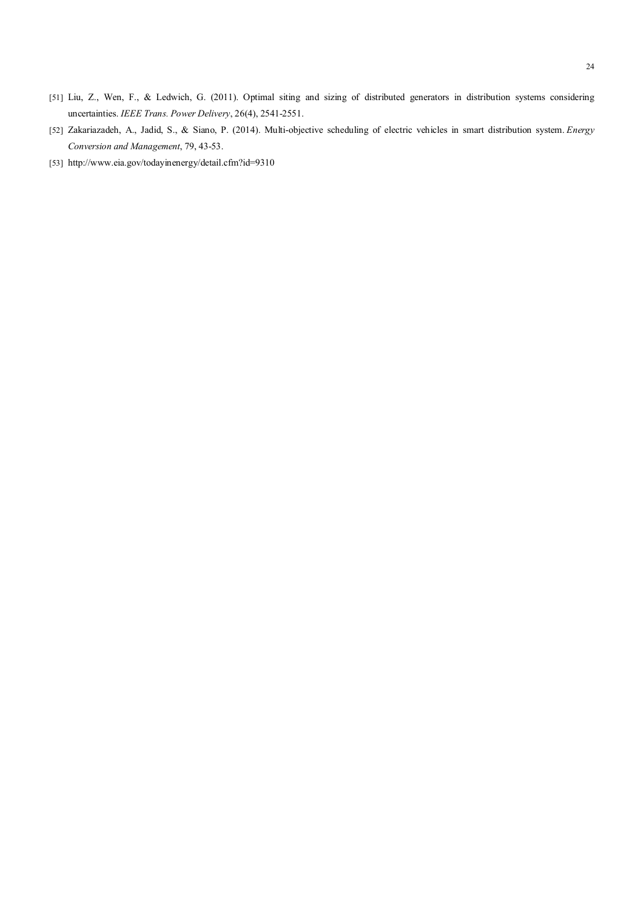[51] Liu, Z., Wen, F., & Ledwich, G. (2011). Optimal siting and sizing of distributed generators in distribution systems considering uncertainties. *IEEE Trans. Power Delivery*, 26(4), 2541-2551.

[52] Zakariazadeh, A., Jadid, S., & Siano, P. (2014). Multi-objective scheduling of electric vehicles in smart distribution system. *Energy Conversion and Management*, 79, 43-53.

[53] http://www.eia.gov/todayinenergy/detail.cfm?id=9310